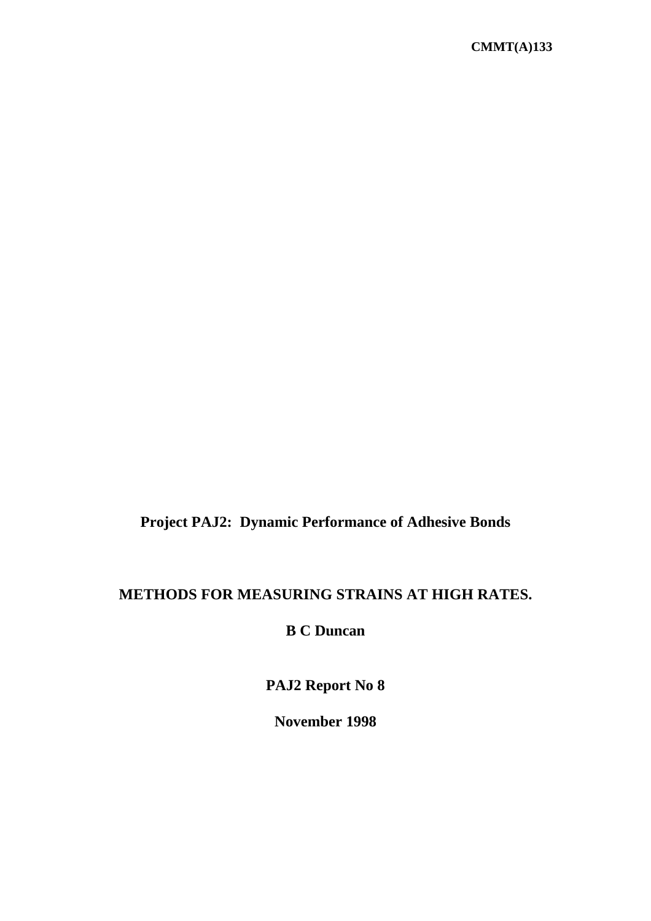CMMT(A)133

**Project PAJ2: Dynamic Performance of Adhesive Bonds**

# METHODS FOR MEASURING STRAINS AT HIGH RATES.

**B C Duncan**

**PAJ2 Report No 8**

**November 1998**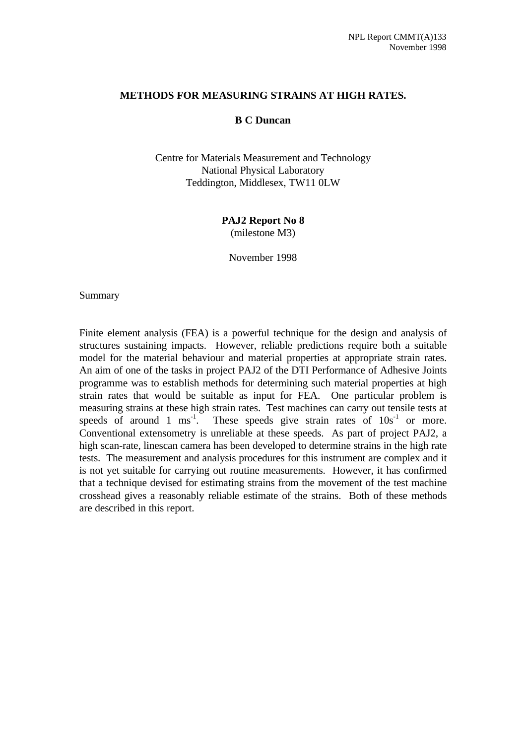NPL Report CMMT(A)133
November 1998

**METHODS FOR MEASURING STRAINS AT HIGH RATES.**

**B C Duncan**

Centre for Materials Measurement and Technology
National Physical Laboratory
Teddington, Middlesex, TW11 0LW

**PAJ2 Report No 8**
(milestone M3)

November 1998

Summary

Finite element analysis (FEA) is a powerful technique for the design and analysis of structures sustaining impacts. However, reliable predictions require both a suitable model for the material behaviour and material properties at appropriate strain rates. An aim of one of the tasks in project PAJ2 of the DTI Performance of Adhesive Joints programme was to establish methods for determining such material properties at high strain rates that would be suitable as input for FEA. One particular problem is measuring strains at these high strain rates. Test machines can carry out tensile tests at speeds of around 1 $ms^{-1}$. These speeds give strain rates of $10s^{-1}$ or more. Conventional extensometry is unreliable at these speeds. As part of project PAJ2, a high scan-rate, linescan camera has been developed to determine strains in the high rate tests. The measurement and analysis procedures for this instrument are complex and it is not yet suitable for carrying out routine measurements. However, it has confirmed that a technique devised for estimating strains from the movement of the test machine crosshead gives a reasonably reliable estimate of the strains. Both of these methods are described in this report.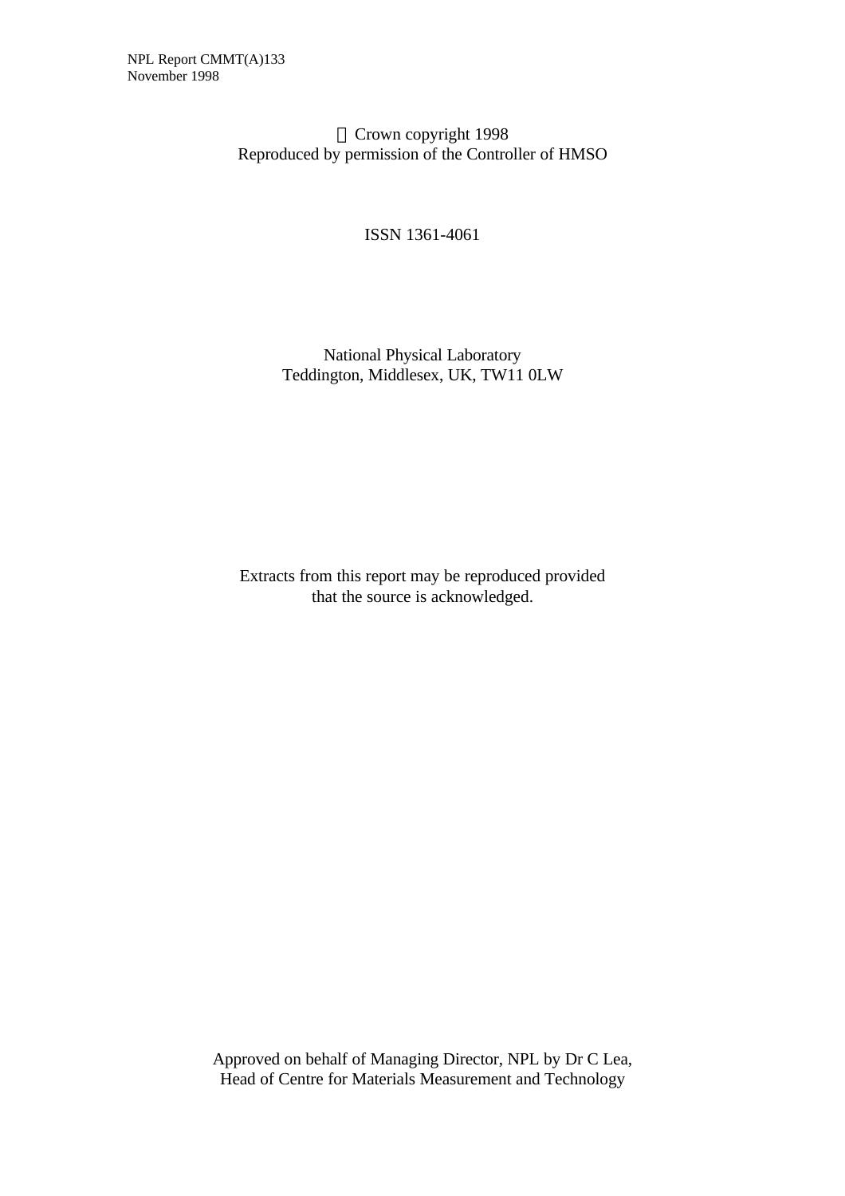NPL Report CMMT(A)133
November 1998

© Crown copyright 1998
Reproduced by permission of the Controller of HMSO

ISSN 1361-4061

National Physical Laboratory
Teddington, Middlesex, UK, TW11 0LW

Extracts from this report may be reproduced provided
that the source is acknowledged.

Approved on behalf of Managing Director, NPL by Dr C Lea,
Head of Centre for Materials Measurement and Technology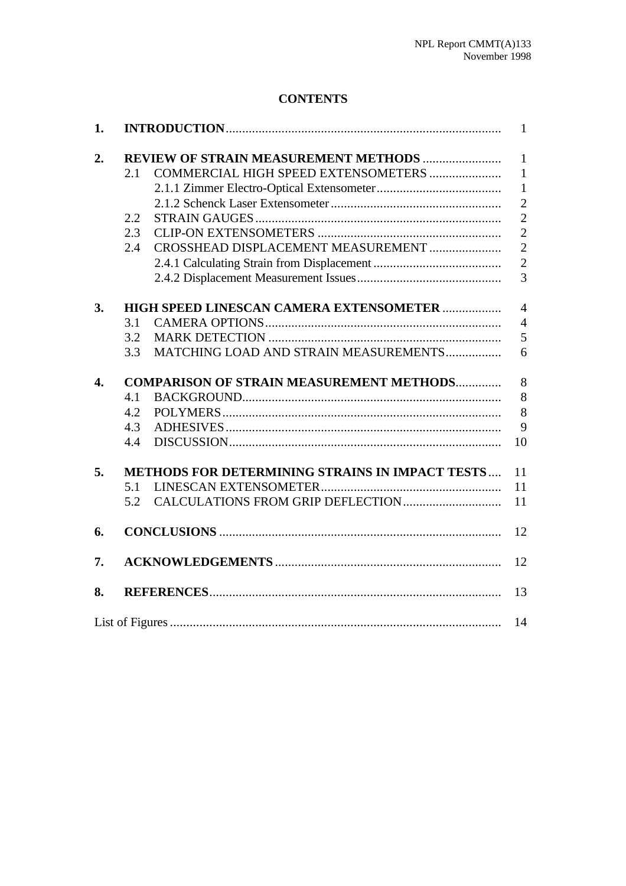**CONTENTS**

| | | |
|---|---|---|
| **1.** | **INTRODUCTION** | 1 |
| **2.** | **REVIEW OF STRAIN MEASUREMENT METHODS** | 1 |
| | 2.1 COMMERCIAL HIGH SPEED EXTENSOMETERS | 1 |
| | 2.1.1 Zimmer Electro-Optical Extensometer | 1 |
| | 2.1.2 Schenck Laser Extensometer | 2 |
| | 2.2 STRAIN GAUGES | 2 |
| | 2.3 CLIP-ON EXTENSOMETERS | 2 |
| | 2.4 CROSSHEAD DISPLACEMENT MEASUREMENT | 2 |
| | 2.4.1 Calculating Strain from Displacement | 2 |
| | 2.4.2 Displacement Measurement Issues | 3 |
| **3.** | **HIGH SPEED LINESCAN CAMERA EXTENSOMETER** | 4 |
| | 3.1 CAMERA OPTIONS | 4 |
| | 3.2 MARK DETECTION | 5 |
| | 3.3 MATCHING LOAD AND STRAIN MEASUREMENTS | 6 |
| **4.** | **COMPARISON OF STRAIN MEASUREMENT METHODS** | 8 |
| | 4.1 BACKGROUND | 8 |
| | 4.2 POLYMERS | 8 |
| | 4.3 ADHESIVES | 9 |
| | 4.4 DISCUSSION | 10 |
| **5.** | **METHODS FOR DETERMINING STRAINS IN IMPACT TESTS** | 11 |
| | 5.1 LINESCAN EXTENSOMETER | 11 |
| | 5.2 CALCULATIONS FROM GRIP DEFLECTION | 11 |
| **6.** | **CONCLUSIONS** | 12 |
| **7.** | **ACKNOWLEDGEMENTS** | 12 |
| **8.** | **REFERENCES** | 13 |
| | List of Figures | 14 |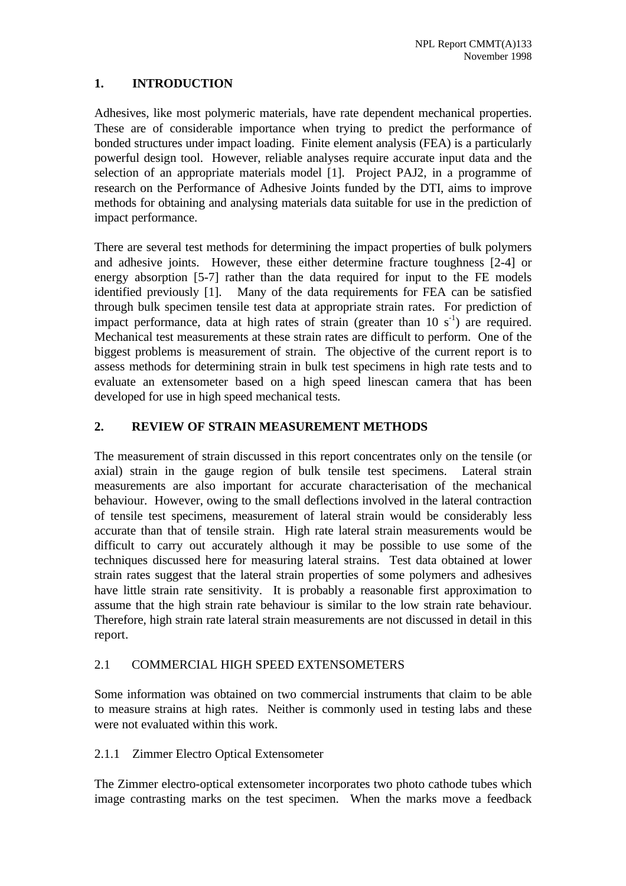## 1. INTRODUCTION

Adhesives, like most polymeric materials, have rate dependent mechanical properties. These are of considerable importance when trying to predict the performance of bonded structures under impact loading. Finite element analysis (FEA) is a particularly powerful design tool. However, reliable analyses require accurate input data and the selection of an appropriate materials model [1]. Project PAJ2, in a programme of research on the Performance of Adhesive Joints funded by the DTI, aims to improve methods for obtaining and analysing materials data suitable for use in the prediction of impact performance.

There are several test methods for determining the impact properties of bulk polymers and adhesive joints. However, these either determine fracture toughness [2-4] or energy absorption [5-7] rather than the data required for input to the FE models identified previously [1]. Many of the data requirements for FEA can be satisfied through bulk specimen tensile test data at appropriate strain rates. For prediction of impact performance, data at high rates of strain (greater than 10 $s^{-1}$) are required. Mechanical test measurements at these strain rates are difficult to perform. One of the biggest problems is measurement of strain. The objective of the current report is to assess methods for determining strain in bulk test specimens in high rate tests and to evaluate an extensometer based on a high speed linescan camera that has been developed for use in high speed mechanical tests.

## 2. REVIEW OF STRAIN MEASUREMENT METHODS

The measurement of strain discussed in this report concentrates only on the tensile (or axial) strain in the gauge region of bulk tensile test specimens. Lateral strain measurements are also important for accurate characterisation of the mechanical behaviour. However, owing to the small deflections involved in the lateral contraction of tensile test specimens, measurement of lateral strain would be considerably less accurate than that of tensile strain. High rate lateral strain measurements would be difficult to carry out accurately although it may be possible to use some of the techniques discussed here for measuring lateral strains. Test data obtained at lower strain rates suggest that the lateral strain properties of some polymers and adhesives have little strain rate sensitivity. It is probably a reasonable first approximation to assume that the high strain rate behaviour is similar to the low strain rate behaviour. Therefore, high strain rate lateral strain measurements are not discussed in detail in this report.

### 2.1 COMMERCIAL HIGH SPEED EXTENSOMETERS

Some information was obtained on two commercial instruments that claim to be able to measure strains at high rates. Neither is commonly used in testing labs and these were not evaluated within this work.

#### 2.1.1 Zimmer Electro Optical Extensometer

The Zimmer electro-optical extensometer incorporates two photo cathode tubes which image contrasting marks on the test specimen. When the marks move a feedback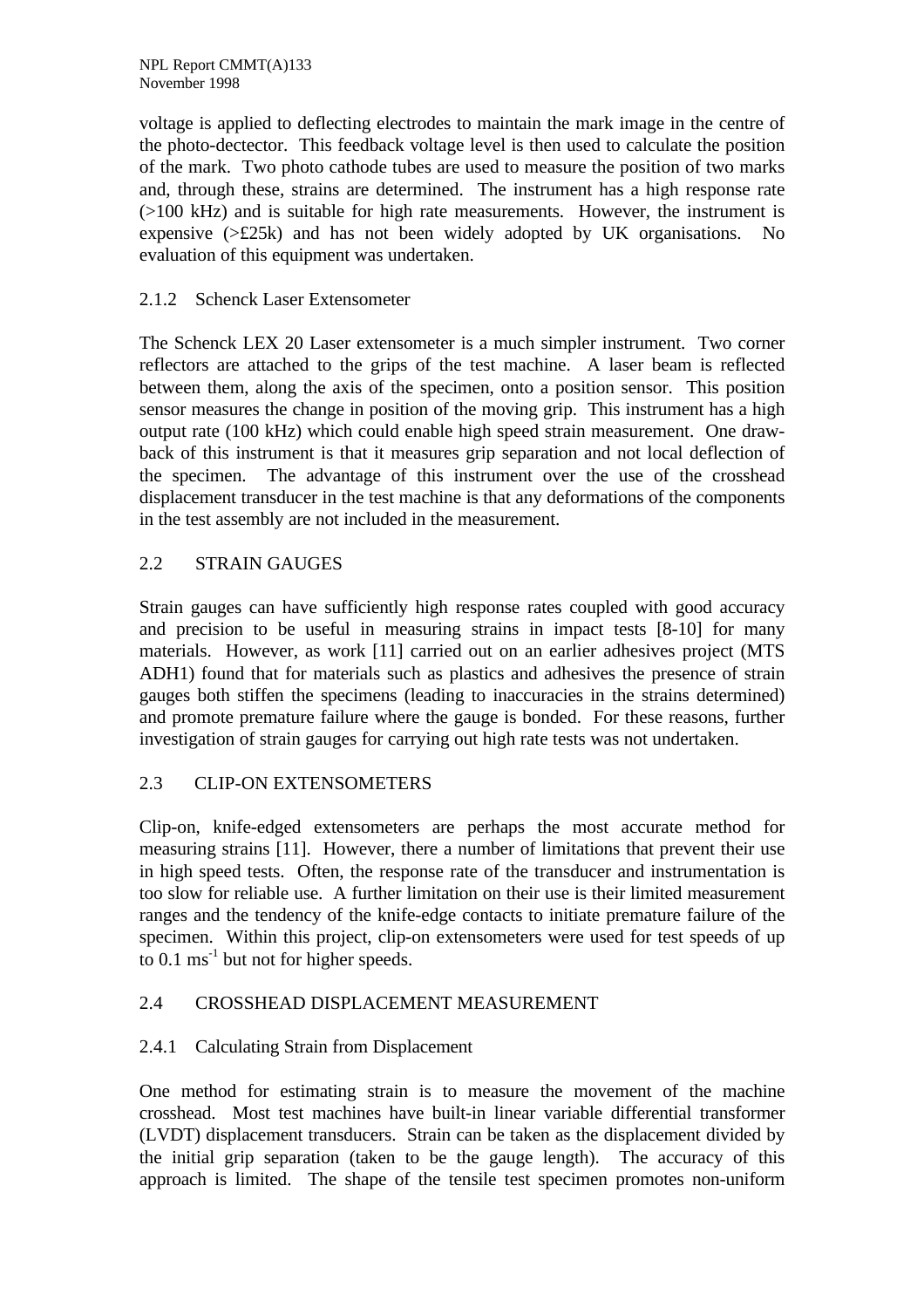voltage is applied to deflecting electrodes to maintain the mark image in the centre of the photo-dectector. This feedback voltage level is then used to calculate the position of the mark. Two photo cathode tubes are used to measure the position of two marks and, through these, strains are determined. The instrument has a high response rate (>100 kHz) and is suitable for high rate measurements. However, the instrument is expensive (>£25k) and has not been widely adopted by UK organisations. No evaluation of this equipment was undertaken.

### 2.1.2 Schenck Laser Extensometer

The Schenck LEX 20 Laser extensometer is a much simpler instrument. Two corner reflectors are attached to the grips of the test machine. A laser beam is reflected between them, along the axis of the specimen, onto a position sensor. This position sensor measures the change in position of the moving grip. This instrument has a high output rate (100 kHz) which could enable high speed strain measurement. One draw-back of this instrument is that it measures grip separation and not local deflection of the specimen. The advantage of this instrument over the use of the crosshead displacement transducer in the test machine is that any deformations of the components in the test assembly are not included in the measurement.

## 2.2 STRAIN GAUGES

Strain gauges can have sufficiently high response rates coupled with good accuracy and precision to be useful in measuring strains in impact tests [8-10] for many materials. However, as work [11] carried out on an earlier adhesives project (MTS ADH1) found that for materials such as plastics and adhesives the presence of strain gauges both stiffen the specimens (leading to inaccuracies in the strains determined) and promote premature failure where the gauge is bonded. For these reasons, further investigation of strain gauges for carrying out high rate tests was not undertaken.

## 2.3 CLIP-ON EXTENSOMETERS

Clip-on, knife-edged extensometers are perhaps the most accurate method for measuring strains [11]. However, there a number of limitations that prevent their use in high speed tests. Often, the response rate of the transducer and instrumentation is too slow for reliable use. A further limitation on their use is their limited measurement ranges and the tendency of the knife-edge contacts to initiate premature failure of the specimen. Within this project, clip-on extensometers were used for test speeds of up to 0.1 $ms^{-1}$ but not for higher speeds.

## 2.4 CROSSHEAD DISPLACEMENT MEASUREMENT

### 2.4.1 Calculating Strain from Displacement

One method for estimating strain is to measure the movement of the machine crosshead. Most test machines have built-in linear variable differential transformer (LVDT) displacement transducers. Strain can be taken as the displacement divided by the initial grip separation (taken to be the gauge length). The accuracy of this approach is limited. The shape of the tensile test specimen promotes non-uniform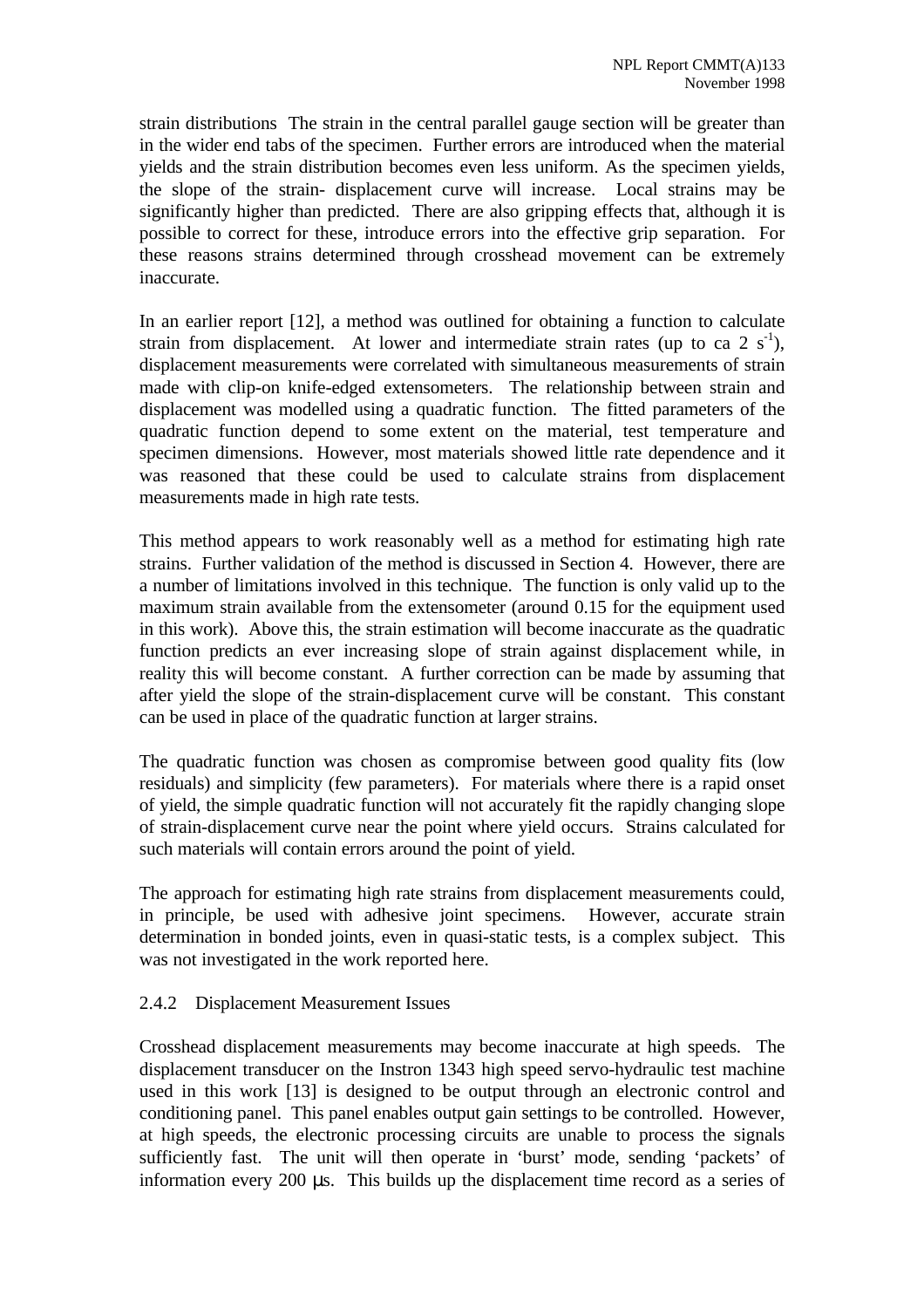strain distributions The strain in the central parallel gauge section will be greater than in the wider end tabs of the specimen. Further errors are introduced when the material yields and the strain distribution becomes even less uniform. As the specimen yields, the slope of the strain- displacement curve will increase. Local strains may be significantly higher than predicted. There are also gripping effects that, although it is possible to correct for these, introduce errors into the effective grip separation. For these reasons strains determined through crosshead movement can be extremely inaccurate.

In an earlier report [12], a method was outlined for obtaining a function to calculate strain from displacement. At lower and intermediate strain rates (up to ca 2 $s^{-1}$), displacement measurements were correlated with simultaneous measurements of strain made with clip-on knife-edged extensometers. The relationship between strain and displacement was modelled using a quadratic function. The fitted parameters of the quadratic function depend to some extent on the material, test temperature and specimen dimensions. However, most materials showed little rate dependence and it was reasoned that these could be used to calculate strains from displacement measurements made in high rate tests.

This method appears to work reasonably well as a method for estimating high rate strains. Further validation of the method is discussed in Section 4. However, there are a number of limitations involved in this technique. The function is only valid up to the maximum strain available from the extensometer (around 0.15 for the equipment used in this work). Above this, the strain estimation will become inaccurate as the quadratic function predicts an ever increasing slope of strain against displacement while, in reality this will become constant. A further correction can be made by assuming that after yield the slope of the strain-displacement curve will be constant. This constant can be used in place of the quadratic function at larger strains.

The quadratic function was chosen as compromise between good quality fits (low residuals) and simplicity (few parameters). For materials where there is a rapid onset of yield, the simple quadratic function will not accurately fit the rapidly changing slope of strain-displacement curve near the point where yield occurs. Strains calculated for such materials will contain errors around the point of yield.

The approach for estimating high rate strains from displacement measurements could, in principle, be used with adhesive joint specimens. However, accurate strain determination in bonded joints, even in quasi-static tests, is a complex subject. This was not investigated in the work reported here.

### 2.4.2 Displacement Measurement Issues

Crosshead displacement measurements may become inaccurate at high speeds. The displacement transducer on the Instron 1343 high speed servo-hydraulic test machine used in this work [13] is designed to be output through an electronic control and conditioning panel. This panel enables output gain settings to be controlled. However, at high speeds, the electronic processing circuits are unable to process the signals sufficiently fast. The unit will then operate in 'burst' mode, sending 'packets' of information every 200 μs. This builds up the displacement time record as a series of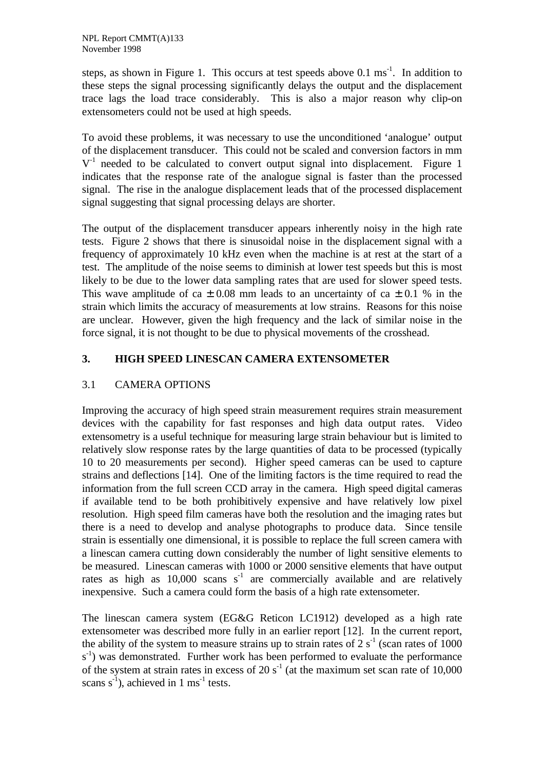steps, as shown in Figure 1. This occurs at test speeds above 0.1 $ms^{-1}$. In addition to these steps the signal processing significantly delays the output and the displacement trace lags the load trace considerably. This is also a major reason why clip-on extensometers could not be used at high speeds.

To avoid these problems, it was necessary to use the unconditioned 'analogue' output of the displacement transducer. This could not be scaled and conversion factors in mm $V^{-1}$ needed to be calculated to convert output signal into displacement. Figure 1 indicates that the response rate of the analogue signal is faster than the processed signal. The rise in the analogue displacement leads that of the processed displacement signal suggesting that signal processing delays are shorter.

The output of the displacement transducer appears inherently noisy in the high rate tests. Figure 2 shows that there is sinusoidal noise in the displacement signal with a frequency of approximately 10 kHz even when the machine is at rest at the start of a test. The amplitude of the noise seems to diminish at lower test speeds but this is most likely to be due to the lower data sampling rates that are used for slower speed tests. This wave amplitude of ca $\pm$ 0.08 mm leads to an uncertainty of ca $\pm$ 0.1 % in the strain which limits the accuracy of measurements at low strains. Reasons for this noise are unclear. However, given the high frequency and the lack of similar noise in the force signal, it is not thought to be due to physical movements of the crosshead.

## 3. HIGH SPEED LINESCAN CAMERA EXTENSOMETER

### 3.1 CAMERA OPTIONS

Improving the accuracy of high speed strain measurement requires strain measurement devices with the capability for fast responses and high data output rates. Video extensometry is a useful technique for measuring large strain behaviour but is limited to relatively slow response rates by the large quantities of data to be processed (typically 10 to 20 measurements per second). Higher speed cameras can be used to capture strains and deflections [14]. One of the limiting factors is the time required to read the information from the full screen CCD array in the camera. High speed digital cameras if available tend to be both prohibitively expensive and have relatively low pixel resolution. High speed film cameras have both the resolution and the imaging rates but there is a need to develop and analyse photographs to produce data. Since tensile strain is essentially one dimensional, it is possible to replace the full screen camera with a linescan camera cutting down considerably the number of light sensitive elements to be measured. Linescan cameras with 1000 or 2000 sensitive elements that have output rates as high as 10,000 scans $s^{-1}$ are commercially available and are relatively inexpensive. Such a camera could form the basis of a high rate extensometer.

The linescan camera system (EG&G Reticon LC1912) developed as a high rate extensometer was described more fully in an earlier report [12]. In the current report, the ability of the system to measure strains up to strain rates of 2 $s^{-1}$ (scan rates of 1000 $s^{-1}$) was demonstrated. Further work has been performed to evaluate the performance of the system at strain rates in excess of 20 $s^{-1}$ (at the maximum set scan rate of 10,000 scans $s^{-1}$), achieved in 1 $ms^{-1}$ tests.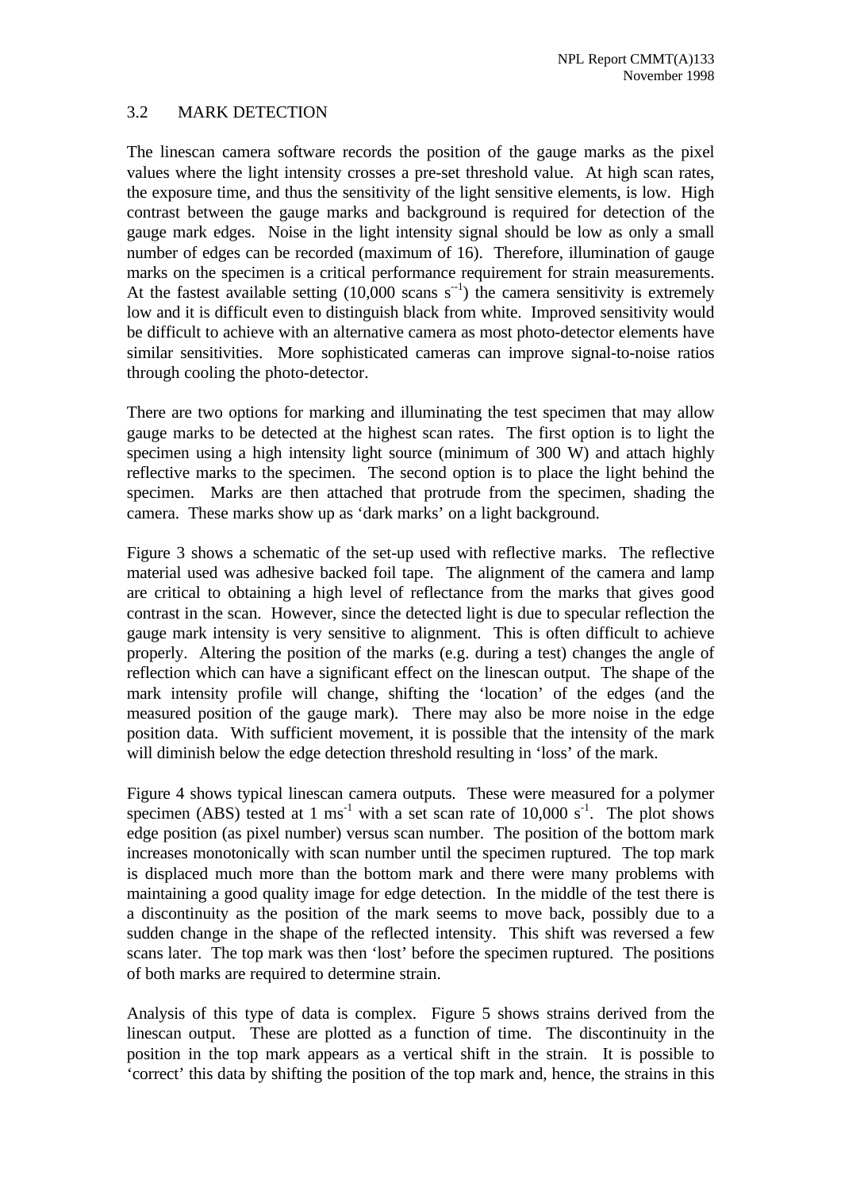## 3.2 MARK DETECTION

The linescan camera software records the position of the gauge marks as the pixel values where the light intensity crosses a pre-set threshold value. At high scan rates, the exposure time, and thus the sensitivity of the light sensitive elements, is low. High contrast between the gauge marks and background is required for detection of the gauge mark edges. Noise in the light intensity signal should be low as only a small number of edges can be recorded (maximum of 16). Therefore, illumination of gauge marks on the specimen is a critical performance requirement for strain measurements. At the fastest available setting (10,000 scans $s^{-1}$) the camera sensitivity is extremely low and it is difficult even to distinguish black from white. Improved sensitivity would be difficult to achieve with an alternative camera as most photo-detector elements have similar sensitivities. More sophisticated cameras can improve signal-to-noise ratios through cooling the photo-detector.

There are two options for marking and illuminating the test specimen that may allow gauge marks to be detected at the highest scan rates. The first option is to light the specimen using a high intensity light source (minimum of 300 W) and attach highly reflective marks to the specimen. The second option is to place the light behind the specimen. Marks are then attached that protrude from the specimen, shading the camera. These marks show up as 'dark marks' on a light background.

Figure 3 shows a schematic of the set-up used with reflective marks. The reflective material used was adhesive backed foil tape. The alignment of the camera and lamp are critical to obtaining a high level of reflectance from the marks that gives good contrast in the scan. However, since the detected light is due to specular reflection the gauge mark intensity is very sensitive to alignment. This is often difficult to achieve properly. Altering the position of the marks (e.g. during a test) changes the angle of reflection which can have a significant effect on the linescan output. The shape of the mark intensity profile will change, shifting the 'location' of the edges (and the measured position of the gauge mark). There may also be more noise in the edge position data. With sufficient movement, it is possible that the intensity of the mark will diminish below the edge detection threshold resulting in 'loss' of the mark.

Figure 4 shows typical linescan camera outputs. These were measured for a polymer specimen (ABS) tested at 1 $ms^{-1}$ with a set scan rate of 10,000 $s^{-1}$. The plot shows edge position (as pixel number) versus scan number. The position of the bottom mark increases monotonically with scan number until the specimen ruptured. The top mark is displaced much more than the bottom mark and there were many problems with maintaining a good quality image for edge detection. In the middle of the test there is a discontinuity as the position of the mark seems to move back, possibly due to a sudden change in the shape of the reflected intensity. This shift was reversed a few scans later. The top mark was then 'lost' before the specimen ruptured. The positions of both marks are required to determine strain.

Analysis of this type of data is complex. Figure 5 shows strains derived from the linescan output. These are plotted as a function of time. The discontinuity in the position in the top mark appears as a vertical shift in the strain. It is possible to 'correct' this data by shifting the position of the top mark and, hence, the strains in this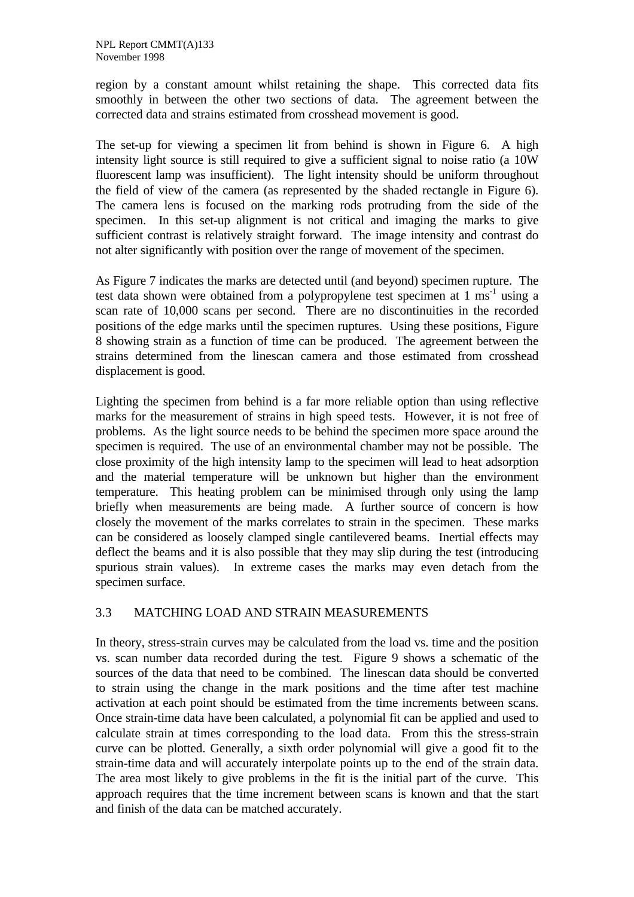region by a constant amount whilst retaining the shape. This corrected data fits smoothly in between the other two sections of data. The agreement between the corrected data and strains estimated from crosshead movement is good.

The set-up for viewing a specimen lit from behind is shown in Figure 6. A high intensity light source is still required to give a sufficient signal to noise ratio (a 10W fluorescent lamp was insufficient). The light intensity should be uniform throughout the field of view of the camera (as represented by the shaded rectangle in Figure 6). The camera lens is focused on the marking rods protruding from the side of the specimen. In this set-up alignment is not critical and imaging the marks to give sufficient contrast is relatively straight forward. The image intensity and contrast do not alter significantly with position over the range of movement of the specimen.

As Figure 7 indicates the marks are detected until (and beyond) specimen rupture. The test data shown were obtained from a polypropylene test specimen at 1 $ms^{-1}$ using a scan rate of 10,000 scans per second. There are no discontinuities in the recorded positions of the edge marks until the specimen ruptures. Using these positions, Figure 8 showing strain as a function of time can be produced. The agreement between the strains determined from the linescan camera and those estimated from crosshead displacement is good.

Lighting the specimen from behind is a far more reliable option than using reflective marks for the measurement of strains in high speed tests. However, it is not free of problems. As the light source needs to be behind the specimen more space around the specimen is required. The use of an environmental chamber may not be possible. The close proximity of the high intensity lamp to the specimen will lead to heat adsorption and the material temperature will be unknown but higher than the environment temperature. This heating problem can be minimised through only using the lamp briefly when measurements are being made. A further source of concern is how closely the movement of the marks correlates to strain in the specimen. These marks can be considered as loosely clamped single cantilevered beams. Inertial effects may deflect the beams and it is also possible that they may slip during the test (introducing spurious strain values). In extreme cases the marks may even detach from the specimen surface.

### 3.3 MATCHING LOAD AND STRAIN MEASUREMENTS

In theory, stress-strain curves may be calculated from the load vs. time and the position vs. scan number data recorded during the test. Figure 9 shows a schematic of the sources of the data that need to be combined. The linescan data should be converted to strain using the change in the mark positions and the time after test machine activation at each point should be estimated from the time increments between scans. Once strain-time data have been calculated, a polynomial fit can be applied and used to calculate strain at times corresponding to the load data. From this the stress-strain curve can be plotted. Generally, a sixth order polynomial will give a good fit to the strain-time data and will accurately interpolate points up to the end of the strain data. The area most likely to give problems in the fit is the initial part of the curve. This approach requires that the time increment between scans is known and that the start and finish of the data can be matched accurately.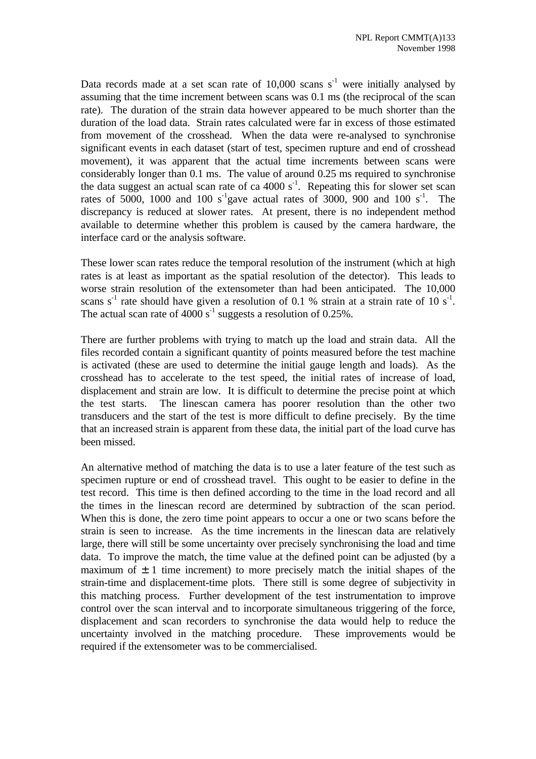Data records made at a set scan rate of 10,000 scans $s^{-1}$ were initially analysed by assuming that the time increment between scans was 0.1 ms (the reciprocal of the scan rate). The duration of the strain data however appeared to be much shorter than the duration of the load data. Strain rates calculated were far in excess of those estimated from movement of the crosshead. When the data were re-analysed to synchronise significant events in each dataset (start of test, specimen rupture and end of crosshead movement), it was apparent that the actual time increments between scans were considerably longer than 0.1 ms. The value of around 0.25 ms required to synchronise the data suggest an actual scan rate of ca 4000 $s^{-1}$. Repeating this for slower set scan rates of 5000, 1000 and 100 $s^{-1}$gave actual rates of 3000, 900 and 100 $s^{-1}$. The discrepancy is reduced at slower rates. At present, there is no independent method available to determine whether this problem is caused by the camera hardware, the interface card or the analysis software.

These lower scan rates reduce the temporal resolution of the instrument (which at high rates is at least as important as the spatial resolution of the detector). This leads to worse strain resolution of the extensometer than had been anticipated. The 10,000 scans $s^{-1}$ rate should have given a resolution of 0.1 % strain at a strain rate of 10 $s^{-1}$. The actual scan rate of 4000 $s^{-1}$ suggests a resolution of 0.25%.

There are further problems with trying to match up the load and strain data. All the files recorded contain a significant quantity of points measured before the test machine is activated (these are used to determine the initial gauge length and loads). As the crosshead has to accelerate to the test speed, the initial rates of increase of load, displacement and strain are low. It is difficult to determine the precise point at which the test starts. The linescan camera has poorer resolution than the other two transducers and the start of the test is more difficult to define precisely. By the time that an increased strain is apparent from these data, the initial part of the load curve has been missed.

An alternative method of matching the data is to use a later feature of the test such as specimen rupture or end of crosshead travel. This ought to be easier to define in the test record. This time is then defined according to the time in the load record and all the times in the linescan record are determined by subtraction of the scan period. When this is done, the zero time point appears to occur a one or two scans before the strain is seen to increase. As the time increments in the linescan data are relatively large, there will still be some uncertainty over precisely synchronising the load and time data. To improve the match, the time value at the defined point can be adjusted (by a maximum of $\pm 1$ time increment) to more precisely match the initial shapes of the strain-time and displacement-time plots. There still is some degree of subjectivity in this matching process. Further development of the test instrumentation to improve control over the scan interval and to incorporate simultaneous triggering of the force, displacement and scan recorders to synchronise the data would help to reduce the uncertainty involved in the matching procedure. These improvements would be required if the extensometer was to be commercialised.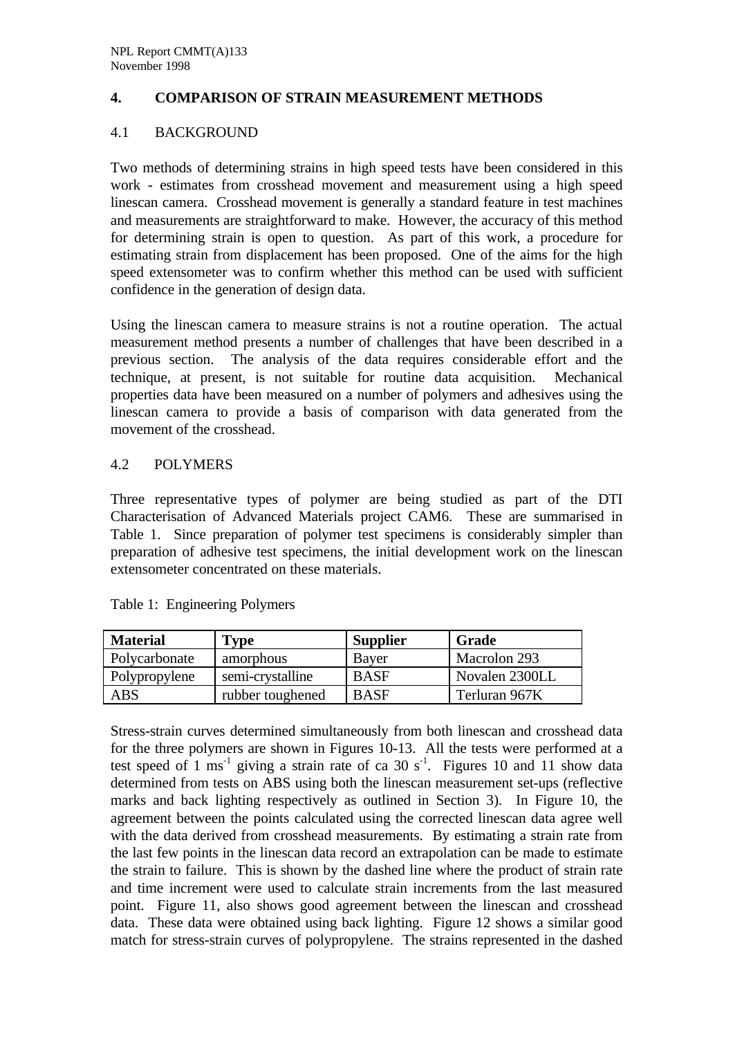## 4. COMPARISON OF STRAIN MEASUREMENT METHODS

### 4.1 BACKGROUND

Two methods of determining strains in high speed tests have been considered in this work - estimates from crosshead movement and measurement using a high speed linescan camera. Crosshead movement is generally a standard feature in test machines and measurements are straightforward to make. However, the accuracy of this method for determining strain is open to question. As part of this work, a procedure for estimating strain from displacement has been proposed. One of the aims for the high speed extensometer was to confirm whether this method can be used with sufficient confidence in the generation of design data.

Using the linescan camera to measure strains is not a routine operation. The actual measurement method presents a number of challenges that have been described in a previous section. The analysis of the data requires considerable effort and the technique, at present, is not suitable for routine data acquisition. Mechanical properties data have been measured on a number of polymers and adhesives using the linescan camera to provide a basis of comparison with data generated from the movement of the crosshead.

### 4.2 POLYMERS

Three representative types of polymer are being studied as part of the DTI Characterisation of Advanced Materials project CAM6. These are summarised in Table 1. Since preparation of polymer test specimens is considerably simpler than preparation of adhesive test specimens, the initial development work on the linescan extensometer concentrated on these materials.

Table 1: Engineering Polymers

| **Material** | **Type** | **Supplier** | **Grade** |
|---|---|---|---|
| Polycarbonate | amorphous | Bayer | Macrolon 293 |
| Polypropylene | semi-crystalline | BASF | Novalen 2300LL |
| ABS | rubber toughened | BASF | Terluran 967K |

Stress-strain curves determined simultaneously from both linescan and crosshead data for the three polymers are shown in Figures 10-13. All the tests were performed at a test speed of 1 $ms^{-1}$ giving a strain rate of ca 30 $s^{-1}$. Figures 10 and 11 show data determined from tests on ABS using both the linescan measurement set-ups (reflective marks and back lighting respectively as outlined in Section 3). In Figure 10, the agreement between the points calculated using the corrected linescan data agree well with the data derived from crosshead measurements. By estimating a strain rate from the last few points in the linescan data record an extrapolation can be made to estimate the strain to failure. This is shown by the dashed line where the product of strain rate and time increment were used to calculate strain increments from the last measured point. Figure 11, also shows good agreement between the linescan and crosshead data. These data were obtained using back lighting. Figure 12 shows a similar good match for stress-strain curves of polypropylene. The strains represented in the dashed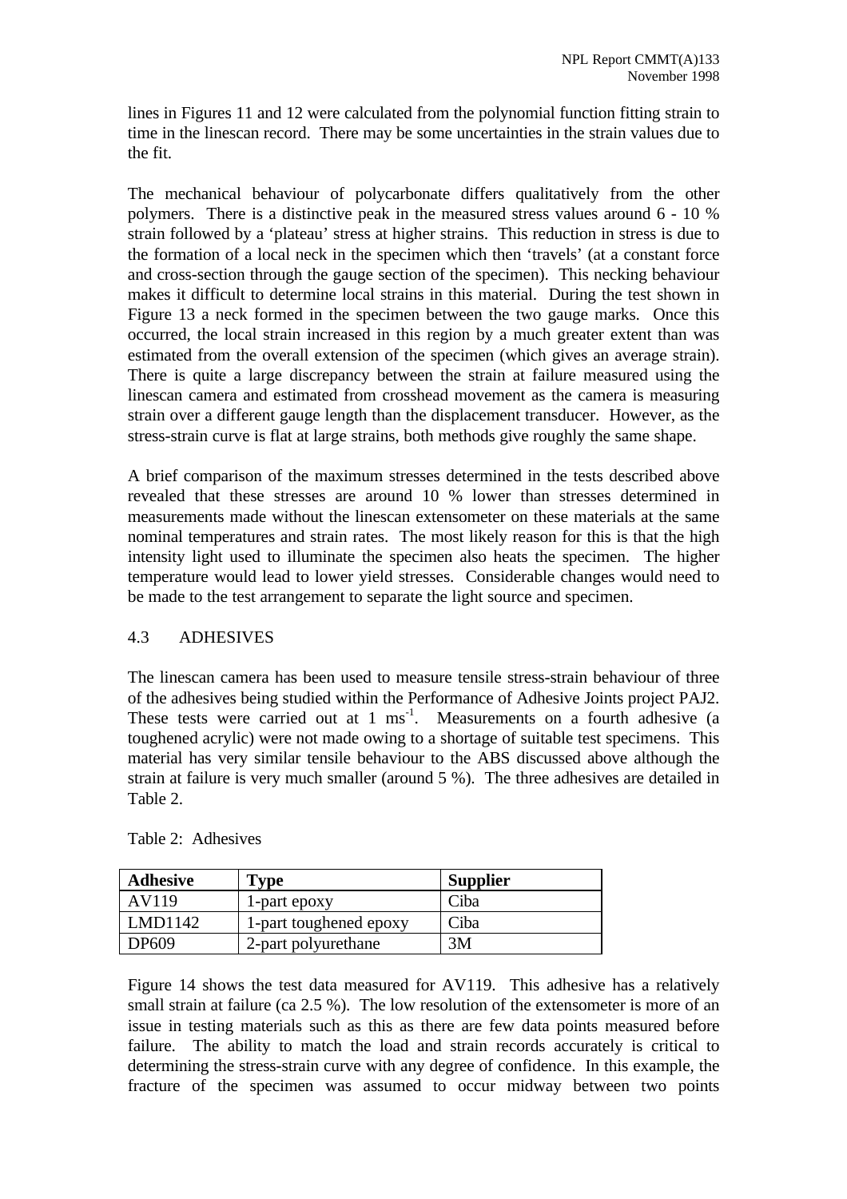lines in Figures 11 and 12 were calculated from the polynomial function fitting strain to time in the linescan record. There may be some uncertainties in the strain values due to the fit.

The mechanical behaviour of polycarbonate differs qualitatively from the other polymers. There is a distinctive peak in the measured stress values around 6 - 10 % strain followed by a 'plateau' stress at higher strains. This reduction in stress is due to the formation of a local neck in the specimen which then 'travels' (at a constant force and cross-section through the gauge section of the specimen). This necking behaviour makes it difficult to determine local strains in this material. During the test shown in Figure 13 a neck formed in the specimen between the two gauge marks. Once this occurred, the local strain increased in this region by a much greater extent than was estimated from the overall extension of the specimen (which gives an average strain). There is quite a large discrepancy between the strain at failure measured using the linescan camera and estimated from crosshead movement as the camera is measuring strain over a different gauge length than the displacement transducer. However, as the stress-strain curve is flat at large strains, both methods give roughly the same shape.

A brief comparison of the maximum stresses determined in the tests described above revealed that these stresses are around 10 % lower than stresses determined in measurements made without the linescan extensometer on these materials at the same nominal temperatures and strain rates. The most likely reason for this is that the high intensity light used to illuminate the specimen also heats the specimen. The higher temperature would lead to lower yield stresses. Considerable changes would need to be made to the test arrangement to separate the light source and specimen.

## 4.3 ADHESIVES

The linescan camera has been used to measure tensile stress-strain behaviour of three of the adhesives being studied within the Performance of Adhesive Joints project PAJ2. These tests were carried out at 1 $ms^{-1}$. Measurements on a fourth adhesive (a toughened acrylic) were not made owing to a shortage of suitable test specimens. This material has very similar tensile behaviour to the ABS discussed above although the strain at failure is very much smaller (around 5 %). The three adhesives are detailed in Table 2.

Table 2: Adhesives

| Adhesive | Type | Supplier |
|---|---|---|
| AV119 | 1-part epoxy | Ciba |
| LMD1142 | 1-part toughened epoxy | Ciba |
| DP609 | 2-part polyurethane | 3M |

Figure 14 shows the test data measured for AV119. This adhesive has a relatively small strain at failure (ca 2.5 %). The low resolution of the extensometer is more of an issue in testing materials such as this as there are few data points measured before failure. The ability to match the load and strain records accurately is critical to determining the stress-strain curve with any degree of confidence. In this example, the fracture of the specimen was assumed to occur midway between two points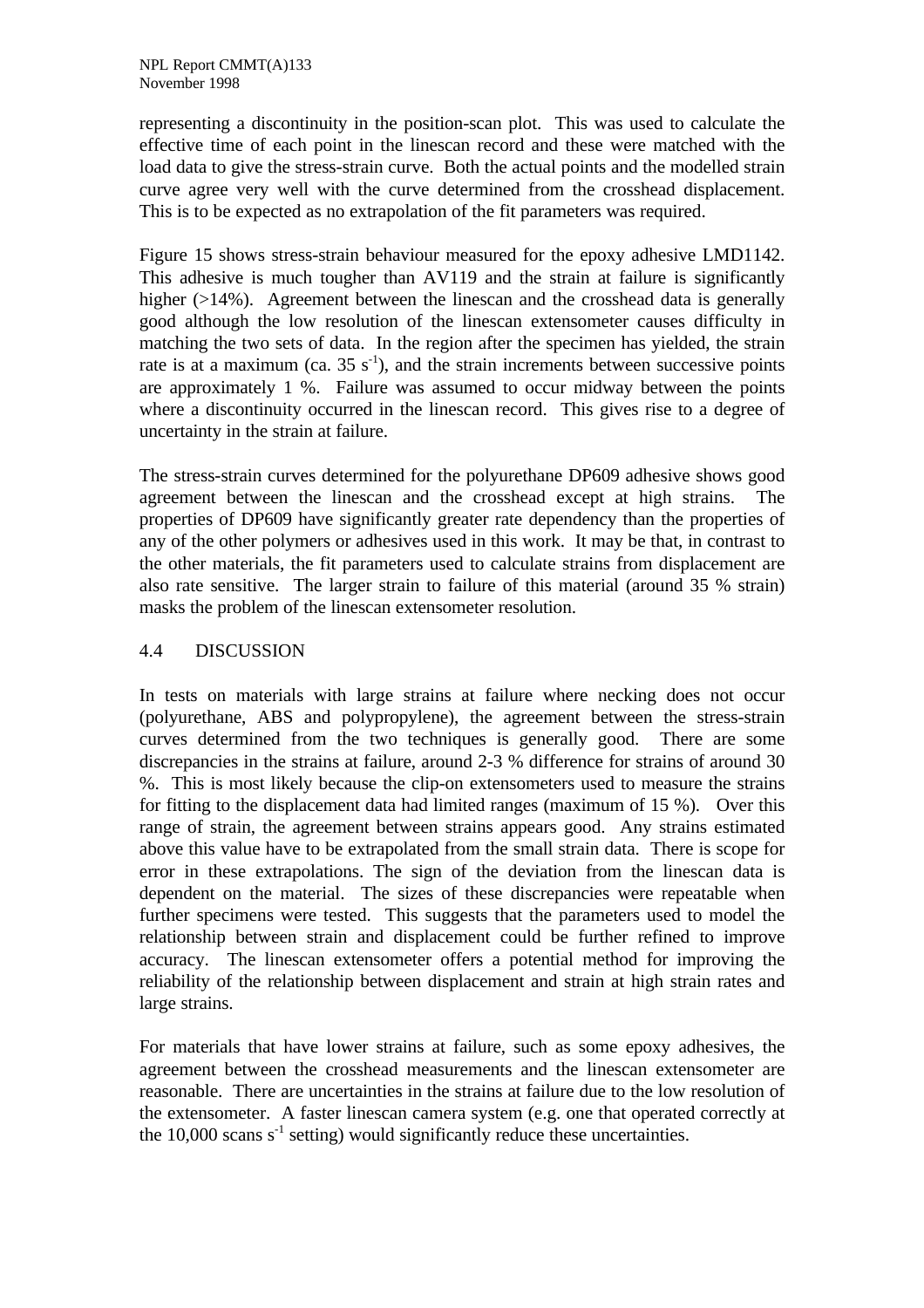representing a discontinuity in the position-scan plot. This was used to calculate the effective time of each point in the linescan record and these were matched with the load data to give the stress-strain curve. Both the actual points and the modelled strain curve agree very well with the curve determined from the crosshead displacement. This is to be expected as no extrapolation of the fit parameters was required.

Figure 15 shows stress-strain behaviour measured for the epoxy adhesive LMD1142. This adhesive is much tougher than AV119 and the strain at failure is significantly higher (>14%). Agreement between the linescan and the crosshead data is generally good although the low resolution of the linescan extensometer causes difficulty in matching the two sets of data. In the region after the specimen has yielded, the strain rate is at a maximum (ca. 35 $s^{-1}$), and the strain increments between successive points are approximately 1 %. Failure was assumed to occur midway between the points where a discontinuity occurred in the linescan record. This gives rise to a degree of uncertainty in the strain at failure.

The stress-strain curves determined for the polyurethane DP609 adhesive shows good agreement between the linescan and the crosshead except at high strains. The properties of DP609 have significantly greater rate dependency than the properties of any of the other polymers or adhesives used in this work. It may be that, in contrast to the other materials, the fit parameters used to calculate strains from displacement are also rate sensitive. The larger strain to failure of this material (around 35 % strain) masks the problem of the linescan extensometer resolution.

## 4.4 DISCUSSION

In tests on materials with large strains at failure where necking does not occur (polyurethane, ABS and polypropylene), the agreement between the stress-strain curves determined from the two techniques is generally good. There are some discrepancies in the strains at failure, around 2-3 % difference for strains of around 30 %. This is most likely because the clip-on extensometers used to measure the strains for fitting to the displacement data had limited ranges (maximum of 15 %). Over this range of strain, the agreement between strains appears good. Any strains estimated above this value have to be extrapolated from the small strain data. There is scope for error in these extrapolations. The sign of the deviation from the linescan data is dependent on the material. The sizes of these discrepancies were repeatable when further specimens were tested. This suggests that the parameters used to model the relationship between strain and displacement could be further refined to improve accuracy. The linescan extensometer offers a potential method for improving the reliability of the relationship between displacement and strain at high strain rates and large strains.

For materials that have lower strains at failure, such as some epoxy adhesives, the agreement between the crosshead measurements and the linescan extensometer are reasonable. There are uncertainties in the strains at failure due to the low resolution of the extensometer. A faster linescan camera system (e.g. one that operated correctly at the 10,000 scans $s^{-1}$ setting) would significantly reduce these uncertainties.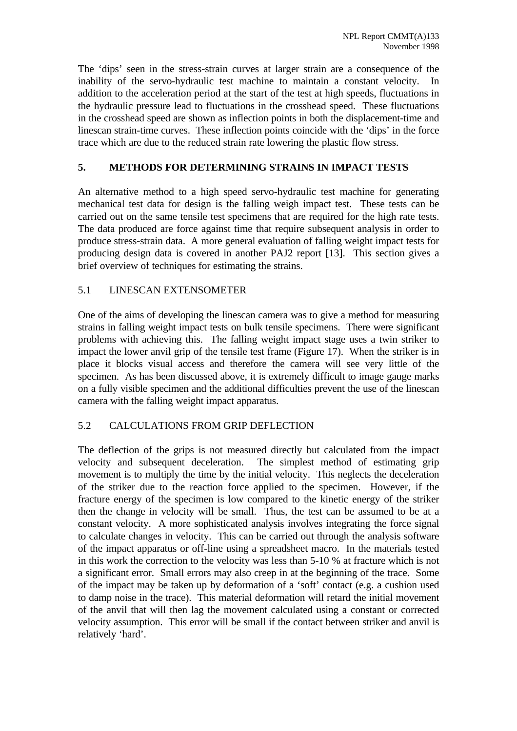The 'dips' seen in the stress-strain curves at larger strain are a consequence of the inability of the servo-hydraulic test machine to maintain a constant velocity. In addition to the acceleration period at the start of the test at high speeds, fluctuations in the hydraulic pressure lead to fluctuations in the crosshead speed. These fluctuations in the crosshead speed are shown as inflection points in both the displacement-time and linescan strain-time curves. These inflection points coincide with the 'dips' in the force trace which are due to the reduced strain rate lowering the plastic flow stress.

## 5. METHODS FOR DETERMINING STRAINS IN IMPACT TESTS

An alternative method to a high speed servo-hydraulic test machine for generating mechanical test data for design is the falling weigh impact test. These tests can be carried out on the same tensile test specimens that are required for the high rate tests. The data produced are force against time that require subsequent analysis in order to produce stress-strain data. A more general evaluation of falling weight impact tests for producing design data is covered in another PAJ2 report [13]. This section gives a brief overview of techniques for estimating the strains.

### 5.1 LINESCAN EXTENSOMETER

One of the aims of developing the linescan camera was to give a method for measuring strains in falling weight impact tests on bulk tensile specimens. There were significant problems with achieving this. The falling weight impact stage uses a twin striker to impact the lower anvil grip of the tensile test frame (Figure 17). When the striker is in place it blocks visual access and therefore the camera will see very little of the specimen. As has been discussed above, it is extremely difficult to image gauge marks on a fully visible specimen and the additional difficulties prevent the use of the linescan camera with the falling weight impact apparatus.

### 5.2 CALCULATIONS FROM GRIP DEFLECTION

The deflection of the grips is not measured directly but calculated from the impact velocity and subsequent deceleration. The simplest method of estimating grip movement is to multiply the time by the initial velocity. This neglects the deceleration of the striker due to the reaction force applied to the specimen. However, if the fracture energy of the specimen is low compared to the kinetic energy of the striker then the change in velocity will be small. Thus, the test can be assumed to be at a constant velocity. A more sophisticated analysis involves integrating the force signal to calculate changes in velocity. This can be carried out through the analysis software of the impact apparatus or off-line using a spreadsheet macro. In the materials tested in this work the correction to the velocity was less than 5-10 % at fracture which is not a significant error. Small errors may also creep in at the beginning of the trace. Some of the impact may be taken up by deformation of a 'soft' contact (e.g. a cushion used to damp noise in the trace). This material deformation will retard the initial movement of the anvil that will then lag the movement calculated using a constant or corrected velocity assumption. This error will be small if the contact between striker and anvil is relatively 'hard'.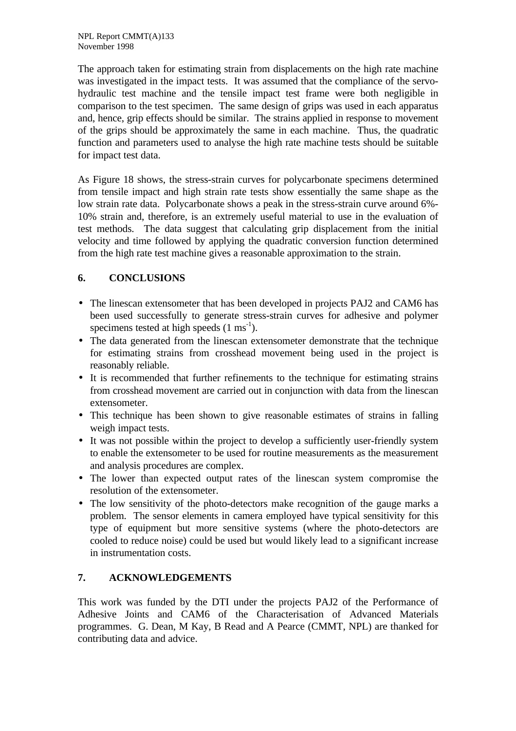The approach taken for estimating strain from displacements on the high rate machine was investigated in the impact tests. It was assumed that the compliance of the servo-hydraulic test machine and the tensile impact test frame were both negligible in comparison to the test specimen. The same design of grips was used in each apparatus and, hence, grip effects should be similar. The strains applied in response to movement of the grips should be approximately the same in each machine. Thus, the quadratic function and parameters used to analyse the high rate machine tests should be suitable for impact test data.

As Figure 18 shows, the stress-strain curves for polycarbonate specimens determined from tensile impact and high strain rate tests show essentially the same shape as the low strain rate data. Polycarbonate shows a peak in the stress-strain curve around 6%-10% strain and, therefore, is an extremely useful material to use in the evaluation of test methods. The data suggest that calculating grip displacement from the initial velocity and time followed by applying the quadratic conversion function determined from the high rate test machine gives a reasonable approximation to the strain.

## 6. CONCLUSIONS

- The linescan extensometer that has been developed in projects PAJ2 and CAM6 has been used successfully to generate stress-strain curves for adhesive and polymer specimens tested at high speeds (1 $ms^{-1}$).
- The data generated from the linescan extensometer demonstrate that the technique for estimating strains from crosshead movement being used in the project is reasonably reliable.
- It is recommended that further refinements to the technique for estimating strains from crosshead movement are carried out in conjunction with data from the linescan extensometer.
- This technique has been shown to give reasonable estimates of strains in falling weigh impact tests.
- It was not possible within the project to develop a sufficiently user-friendly system to enable the extensometer to be used for routine measurements as the measurement and analysis procedures are complex.
- The lower than expected output rates of the linescan system compromise the resolution of the extensometer.
- The low sensitivity of the photo-detectors make recognition of the gauge marks a problem. The sensor elements in camera employed have typical sensitivity for this type of equipment but more sensitive systems (where the photo-detectors are cooled to reduce noise) could be used but would likely lead to a significant increase in instrumentation costs.

## 7. ACKNOWLEDGEMENTS

This work was funded by the DTI under the projects PAJ2 of the Performance of Adhesive Joints and CAM6 of the Characterisation of Advanced Materials programmes. G. Dean, M Kay, B Read and A Pearce (CMMT, NPL) are thanked for contributing data and advice.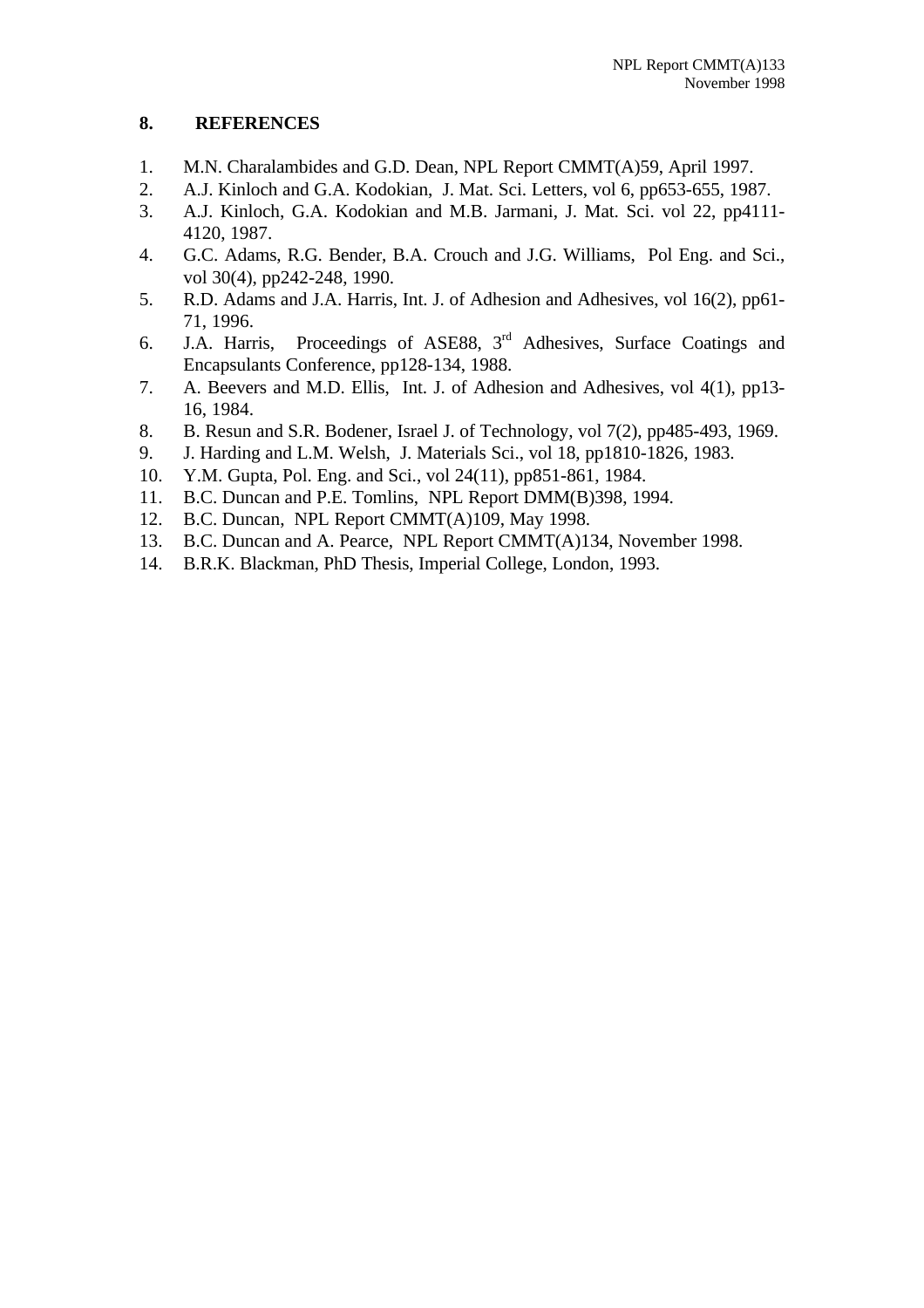## 8. REFERENCES

1. M.N. Charalambides and G.D. Dean, NPL Report CMMT(A)59, April 1997.
2. A.J. Kinloch and G.A. Kodokian, J. Mat. Sci. Letters, vol 6, pp653-655, 1987.
3. A.J. Kinloch, G.A. Kodokian and M.B. Jarmani, J. Mat. Sci. vol 22, pp4111-4120, 1987.
4. G.C. Adams, R.G. Bender, B.A. Crouch and J.G. Williams, Pol Eng. and Sci., vol 30(4), pp242-248, 1990.
5. R.D. Adams and J.A. Harris, Int. J. of Adhesion and Adhesives, vol 16(2), pp61-71, 1996.
6. J.A. Harris, Proceedings of ASE88, 3rd Adhesives, Surface Coatings and Encapsulants Conference, pp128-134, 1988.
7. A. Beevers and M.D. Ellis, Int. J. of Adhesion and Adhesives, vol 4(1), pp13-16, 1984.
8. B. Resun and S.R. Bodener, Israel J. of Technology, vol 7(2), pp485-493, 1969.
9. J. Harding and L.M. Welsh, J. Materials Sci., vol 18, pp1810-1826, 1983.
10. Y.M. Gupta, Pol. Eng. and Sci., vol 24(11), pp851-861, 1984.
11. B.C. Duncan and P.E. Tomlins, NPL Report DMM(B)398, 1994.
12. B.C. Duncan, NPL Report CMMT(A)109, May 1998.
13. B.C. Duncan and A. Pearce, NPL Report CMMT(A)134, November 1998.
14. B.R.K. Blackman, PhD Thesis, Imperial College, London, 1993.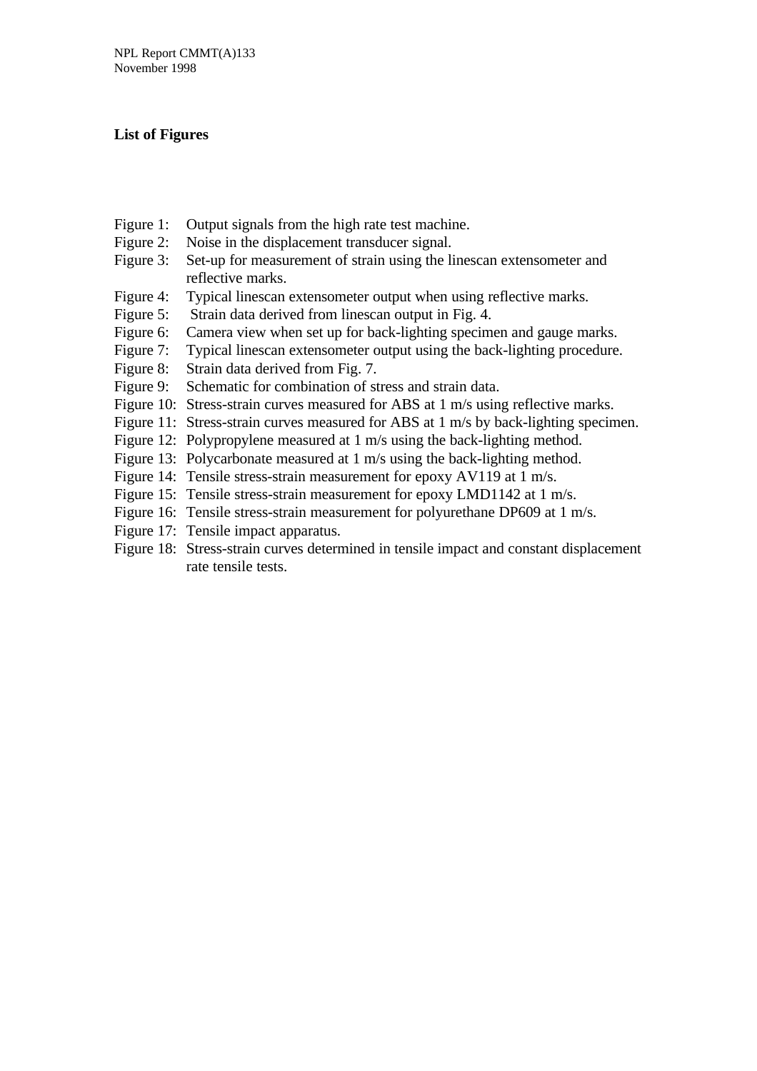## List of Figures

Figure 1: Output signals from the high rate test machine.
Figure 2: Noise in the displacement transducer signal.
Figure 3: Set-up for measurement of strain using the linescan extensometer and reflective marks.
Figure 4: Typical linescan extensometer output when using reflective marks.
Figure 5: Strain data derived from linescan output in Fig. 4.
Figure 6: Camera view when set up for back-lighting specimen and gauge marks.
Figure 7: Typical linescan extensometer output using the back-lighting procedure.
Figure 8: Strain data derived from Fig. 7.
Figure 9: Schematic for combination of stress and strain data.
Figure 10: Stress-strain curves measured for ABS at 1 m/s using reflective marks.
Figure 11: Stress-strain curves measured for ABS at 1 m/s by back-lighting specimen.
Figure 12: Polypropylene measured at 1 m/s using the back-lighting method.
Figure 13: Polycarbonate measured at 1 m/s using the back-lighting method.
Figure 14: Tensile stress-strain measurement for epoxy AV119 at 1 m/s.
Figure 15: Tensile stress-strain measurement for epoxy LMD1142 at 1 m/s.
Figure 16: Tensile stress-strain measurement for polyurethane DP609 at 1 m/s.
Figure 17: Tensile impact apparatus.
Figure 18: Stress-strain curves determined in tensile impact and constant displacement rate tensile tests.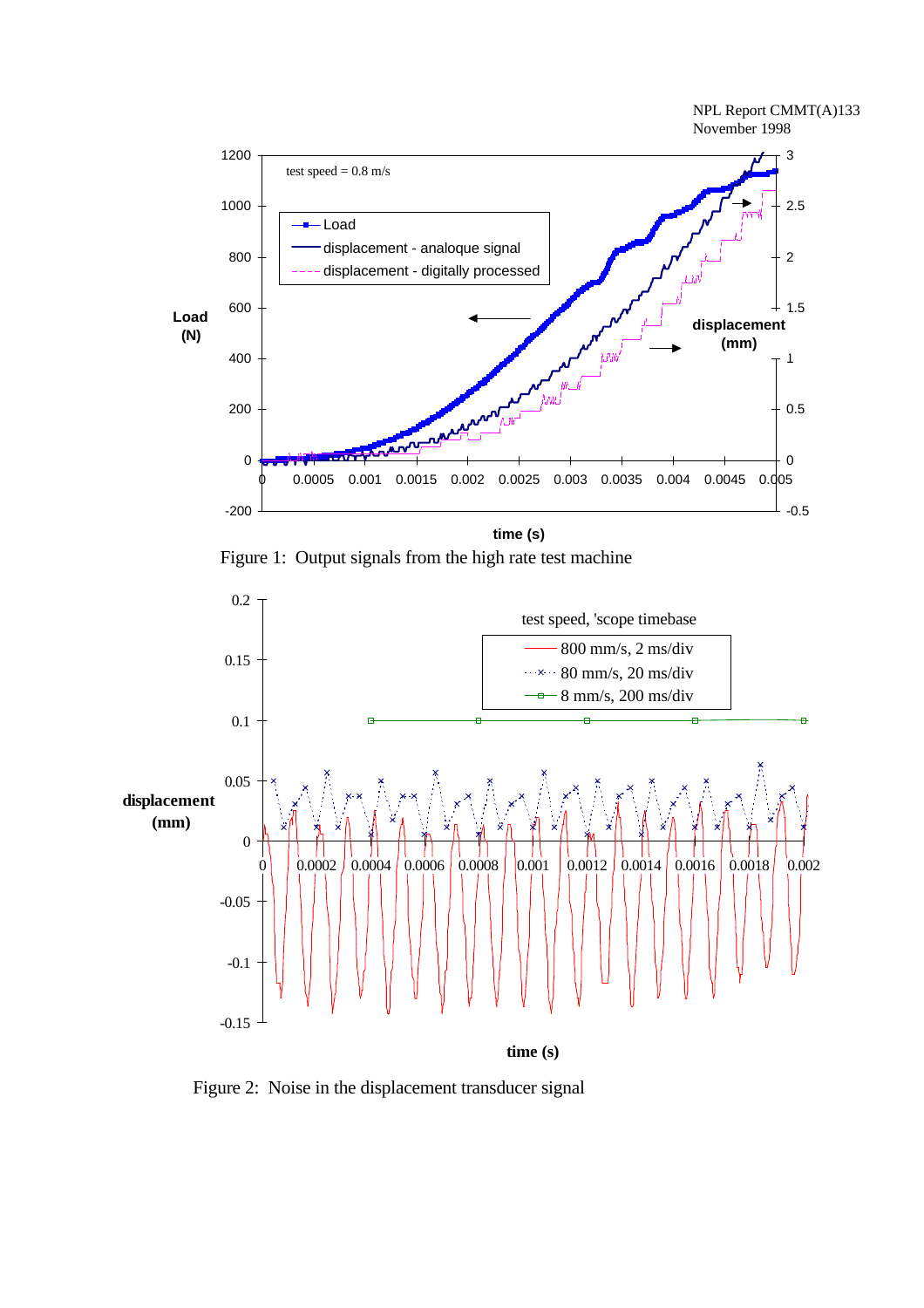Figure 1: Output signals from the high rate test machine

Figure 2: Noise in the displacement transducer signal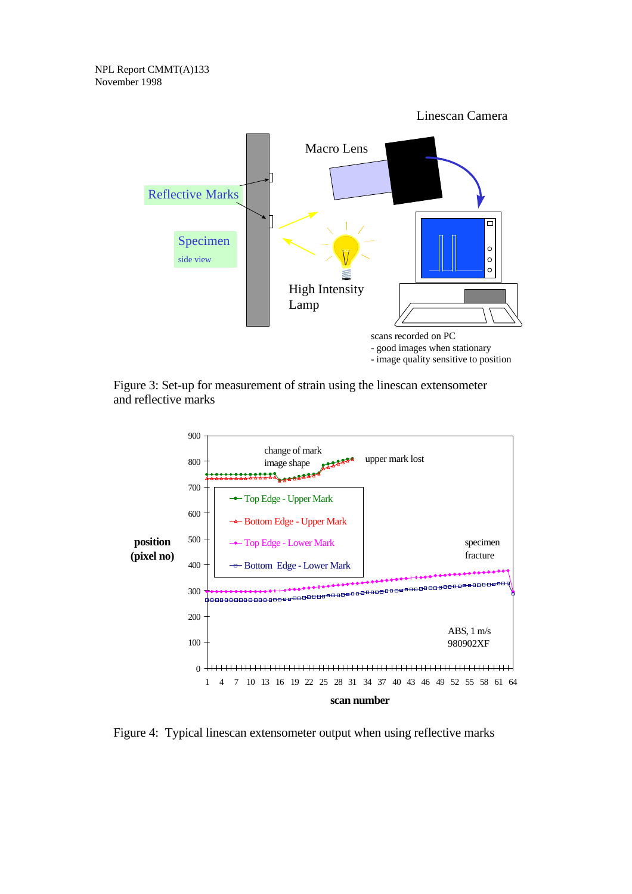Figure 3: Set-up for measurement of strain using the linescan extensometer and reflective marks

Figure 4: Typical linescan extensometer output when using reflective marks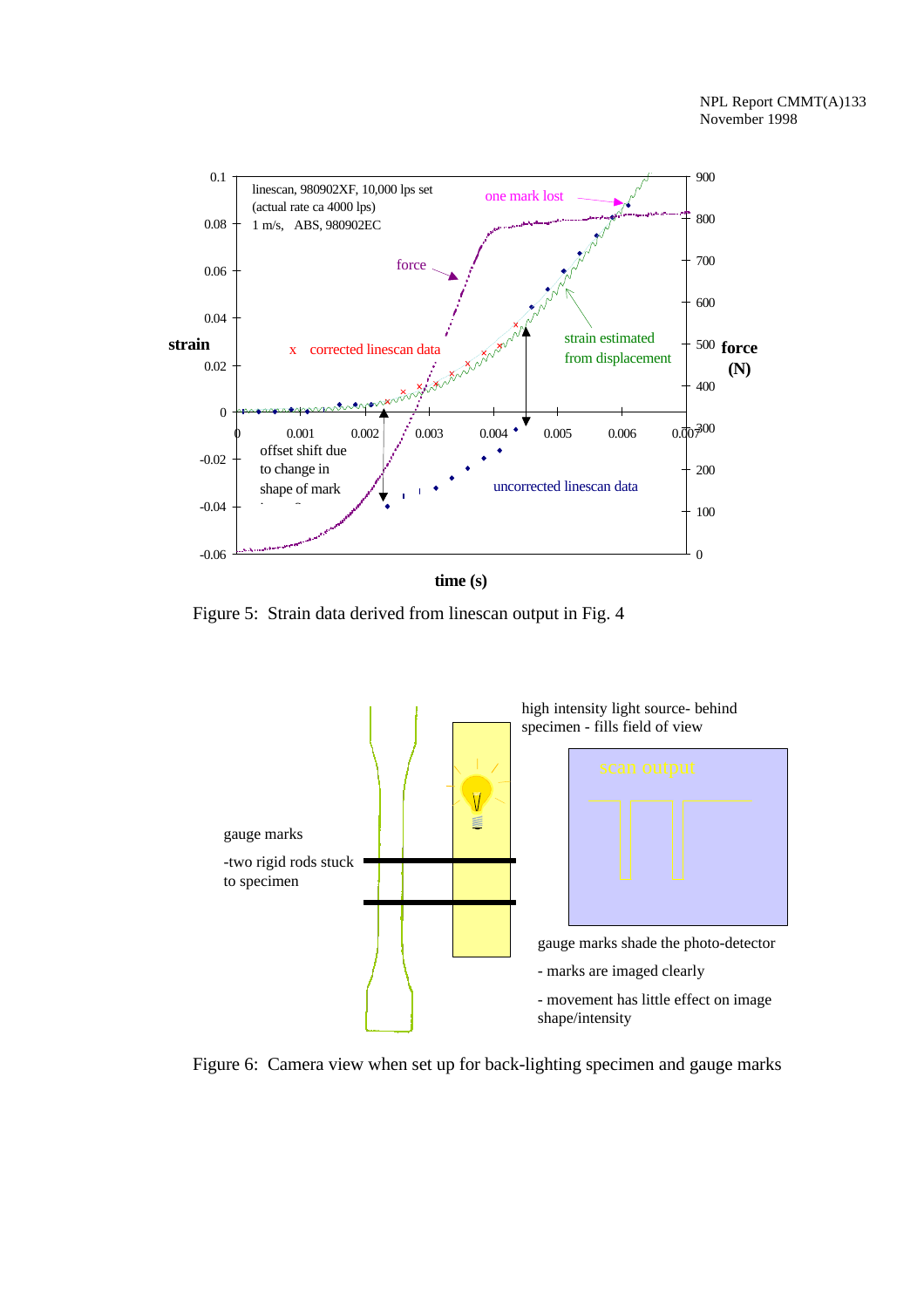Figure 5: Strain data derived from linescan output in Fig. 4

Figure 6: Camera view when set up for back-lighting specimen and gauge marks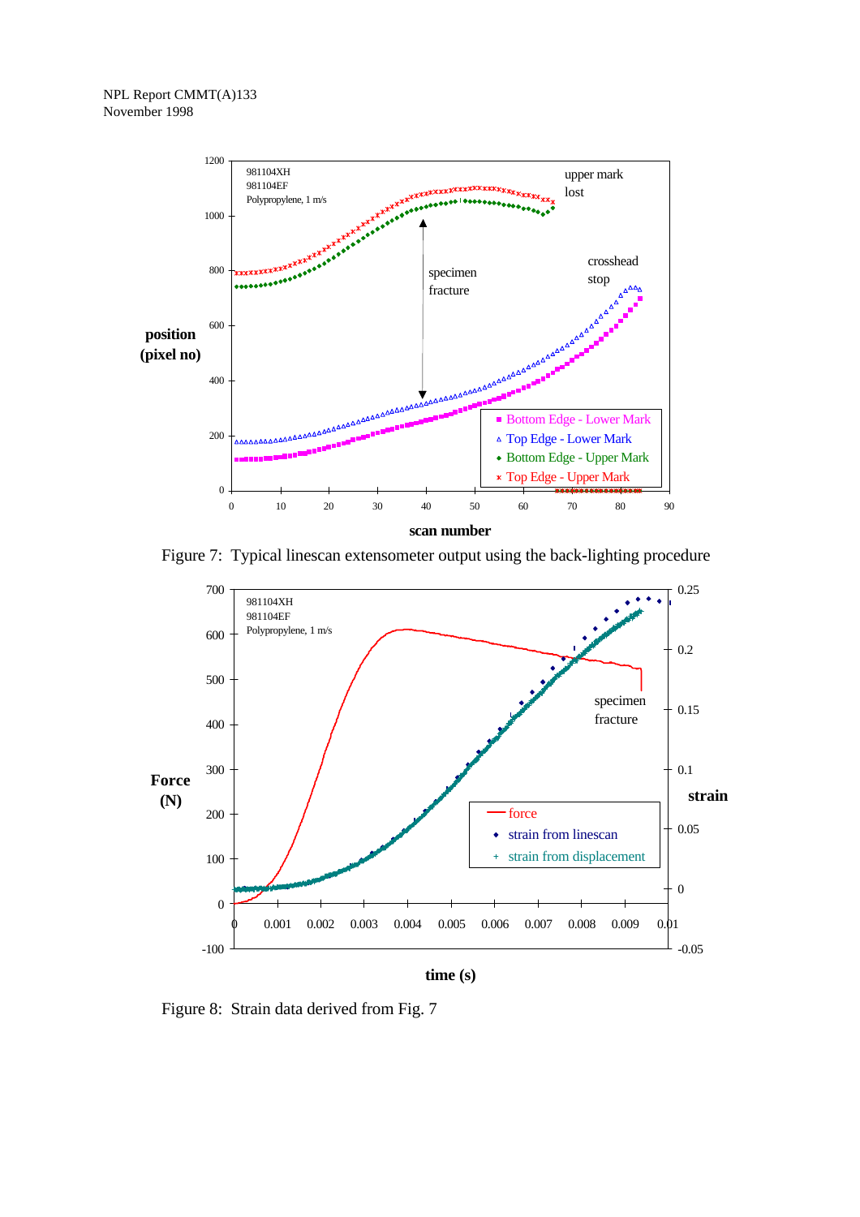Figure 7: Typical linescan extensometer output using the back-lighting procedure

Figure 8: Strain data derived from Fig. 7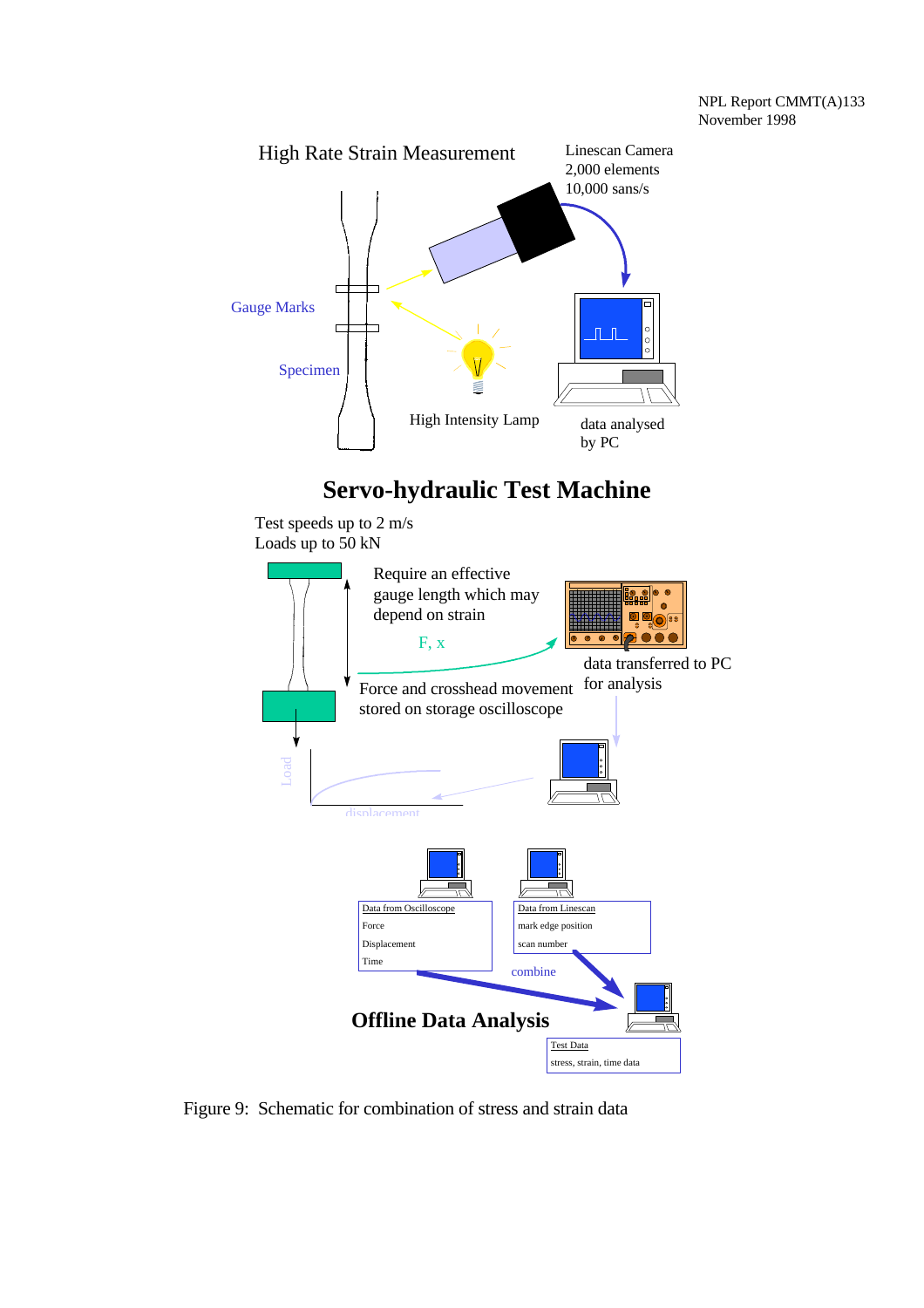High Rate Strain Measurement

Linescan Camera
2,000 elements
10,000 sans/s

Gauge Marks

Specimen

High Intensity Lamp

data analysed
by PC

**Servo-hydraulic Test Machine**

Test speeds up to 2 m/s
Loads up to 50 kN

Require an effective
gauge length which may
depend on strain

F, x

Force and crosshead movement
stored on storage oscilloscope

data transferred to PC
for analysis

Load

displacement

Data from Oscilloscope
Force
Displacement
Time

Data from Linescan
mark edge position
scan number

combine

**Offline Data Analysis**

Test Data
stress, strain, time data

Figure 9: Schematic for combination of stress and strain data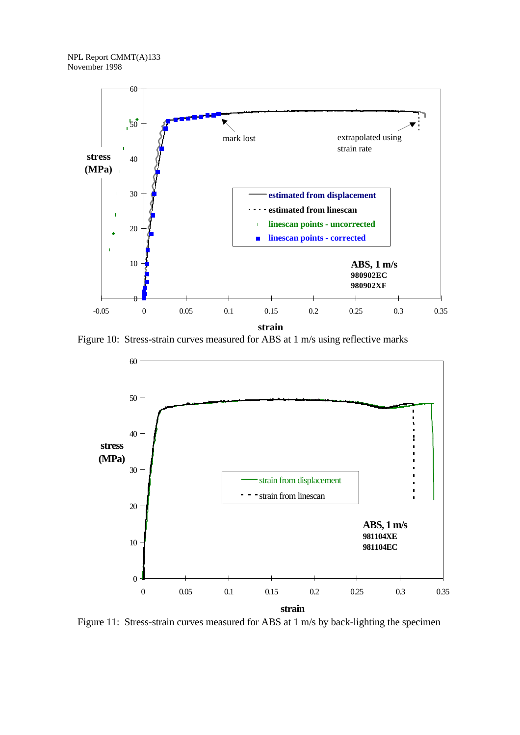Figure 10: Stress-strain curves measured for ABS at 1 m/s using reflective marks

Figure 11: Stress-strain curves measured for ABS at 1 m/s by back-lighting the specimen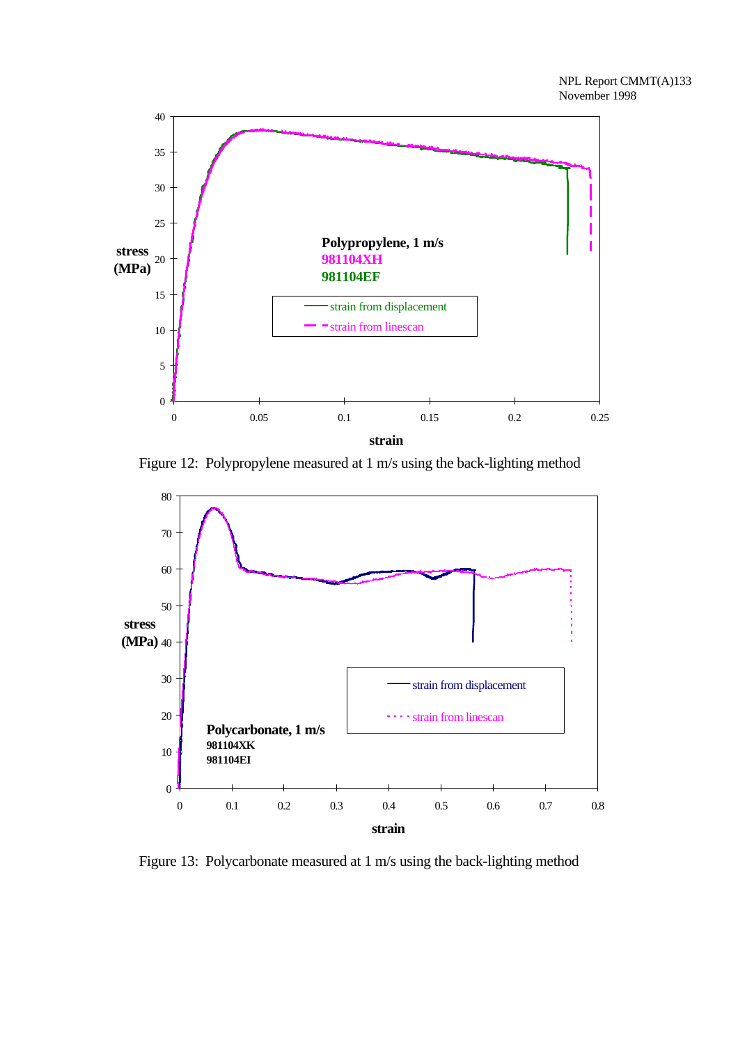Figure 12: Polypropylene measured at 1 m/s using the back-lighting method

Figure 13: Polycarbonate measured at 1 m/s using the back-lighting method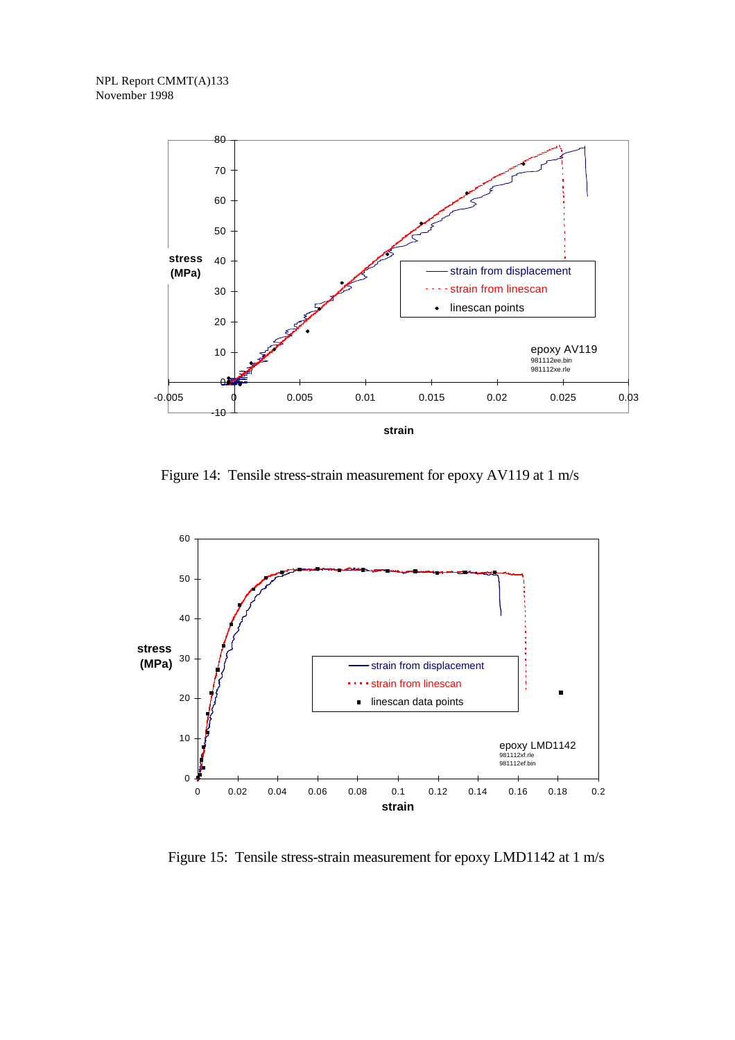Figure 14: Tensile stress-strain measurement for epoxy AV119 at 1 m/s

Figure 15: Tensile stress-strain measurement for epoxy LMD1142 at 1 m/s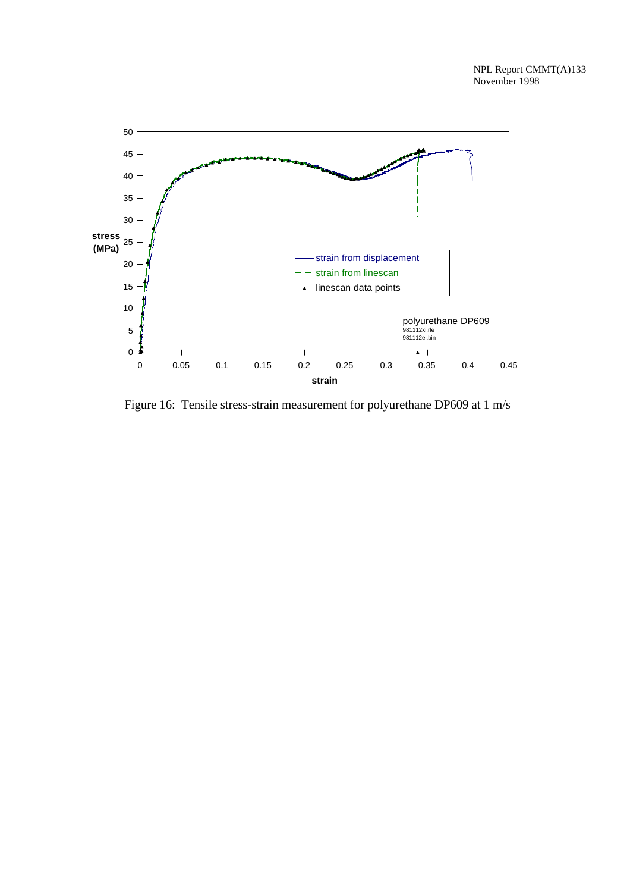Figure 16: Tensile stress-strain measurement for polyurethane DP609 at 1 m/s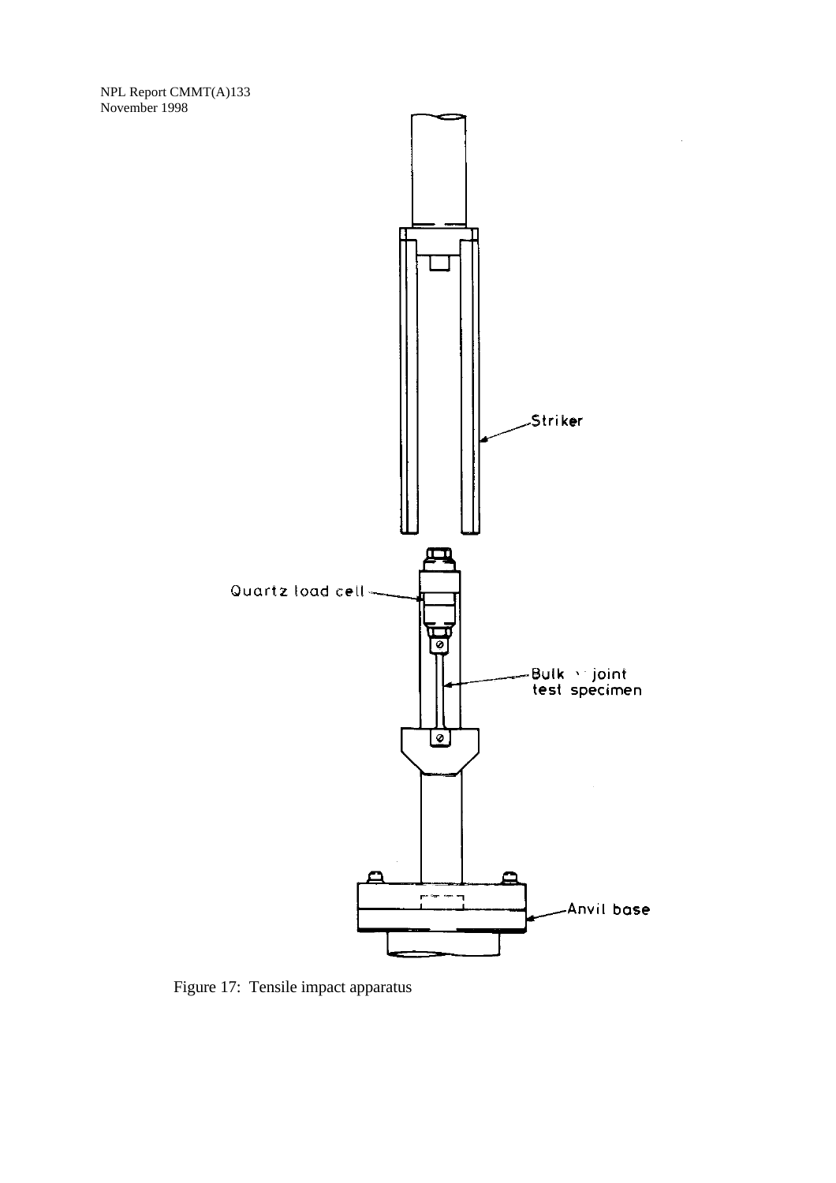Quartz load cell

Striker

Bulk joint test specimen

Anvil base

Figure 17: Tensile impact apparatus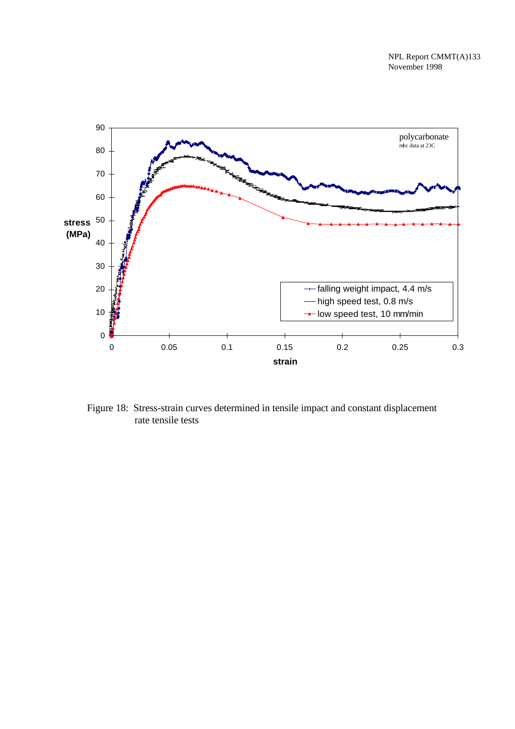polycarbonate
mbc data at 23C

stress (MPa)

90
80
70
60
50
40
30
20
10
0

strain

0
0.05
0.1
0.15
0.2
0.25
0.3

falling weight impact, 4.4 m/s
high speed test, 0.8 m/s
low speed test, 10 mm/min

Figure 18: Stress-strain curves determined in tensile impact and constant displacement rate tensile tests